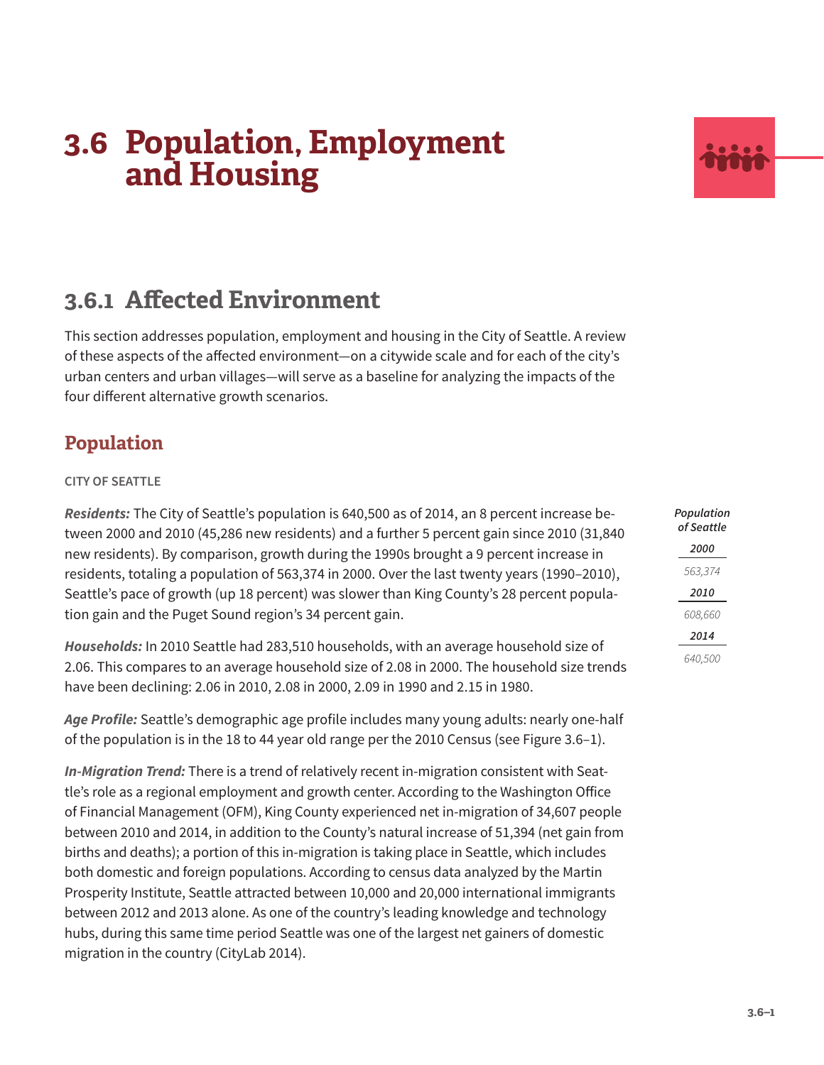# 3.6 Population, Employment and Housing

## 3.6.1 Affected Environment

This section addresses population, employment and housing in the City of Seattle. A review of these aspects of the affected environment—on a citywide scale and for each of the city's urban centers and urban villages—will serve as a baseline for analyzing the impacts of the four different alternative growth scenarios.

### Population

CITY OF SEATTLE

***Residents:*** The City of Seattle's population is 640,500 as of 2014, an 8 percent increase between 2000 and 2010 (45,286 new residents) and a further 5 percent gain since 2010 (31,840 new residents). By comparison, growth during the 1990s brought a 9 percent increase in residents, totaling a population of 563,374 in 2000. Over the last twenty years (1990–2010), Seattle's pace of growth (up 18 percent) was slower than King County's 28 percent population gain and the Puget Sound region's 34 percent gain.

| *Population of Seattle* |
|---|
| ***2000*** |
| *563,374* |
| ***2010*** |
| *608,660* |
| ***2014*** |
| *640,500* |

***Households:*** In 2010 Seattle had 283,510 households, with an average household size of 2.06. This compares to an average household size of 2.08 in 2000. The household size trends have been declining: 2.06 in 2010, 2.08 in 2000, 2.09 in 1990 and 2.15 in 1980.

***Age Profile:*** Seattle's demographic age profile includes many young adults: nearly one-half of the population is in the 18 to 44 year old range per the 2010 Census (see Figure 3.6–1).

***In-Migration Trend:*** There is a trend of relatively recent in-migration consistent with Seattle's role as a regional employment and growth center. According to the Washington Office of Financial Management (OFM), King County experienced net in-migration of 34,607 people between 2010 and 2014, in addition to the County's natural increase of 51,394 (net gain from births and deaths); a portion of this in-migration is taking place in Seattle, which includes both domestic and foreign populations. According to census data analyzed by the Martin Prosperity Institute, Seattle attracted between 10,000 and 20,000 international immigrants between 2012 and 2013 alone. As one of the country's leading knowledge and technology hubs, during this same time period Seattle was one of the largest net gainers of domestic migration in the country (CityLab 2014).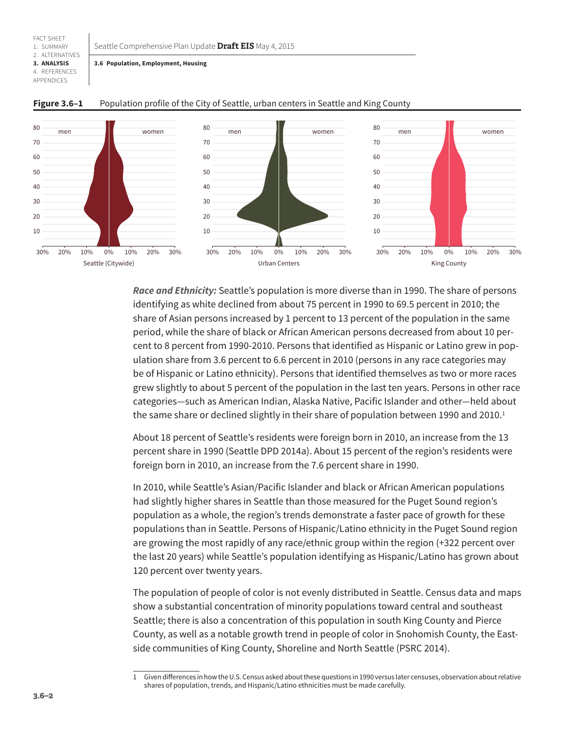**Figure 3.6–1** Population profile of the City of Seattle, urban centers in Seattle and King County

***Race and Ethnicity:*** Seattle's population is more diverse than in 1990. The share of persons identifying as white declined from about 75 percent in 1990 to 69.5 percent in 2010; the share of Asian persons increased by 1 percent to 13 percent of the population in the same period, while the share of black or African American persons decreased from about 10 percent to 8 percent from 1990-2010. Persons that identified as Hispanic or Latino grew in population share from 3.6 percent to 6.6 percent in 2010 (persons in any race categories may be of Hispanic or Latino ethnicity). Persons that identified themselves as two or more races grew slightly to about 5 percent of the population in the last ten years. Persons in other race categories—such as American Indian, Alaska Native, Pacific Islander and other—held about the same share or declined slightly in their share of population between 1990 and 2010.[1]

About 18 percent of Seattle's residents were foreign born in 2010, an increase from the 13 percent share in 1990 (Seattle DPD 2014a). About 15 percent of the region's residents were foreign born in 2010, an increase from the 7.6 percent share in 1990.

In 2010, while Seattle's Asian/Pacific Islander and black or African American populations had slightly higher shares in Seattle than those measured for the Puget Sound region's population as a whole, the region's trends demonstrate a faster pace of growth for these populations than in Seattle. Persons of Hispanic/Latino ethnicity in the Puget Sound region are growing the most rapidly of any race/ethnic group within the region (+322 percent over the last 20 years) while Seattle's population identifying as Hispanic/Latino has grown about 120 percent over twenty years.

The population of people of color is not evenly distributed in Seattle. Census data and maps show a substantial concentration of minority populations toward central and southeast Seattle; there is also a concentration of this population in south King County and Pierce County, as well as a notable growth trend in people of color in Snohomish County, the Eastside communities of King County, Shoreline and North Seattle (PSRC 2014).

---

1 Given differences in how the U.S. Census asked about these questions in 1990 versus later censuses, observation about relative shares of population, trends, and Hispanic/Latino ethnicities must be made carefully.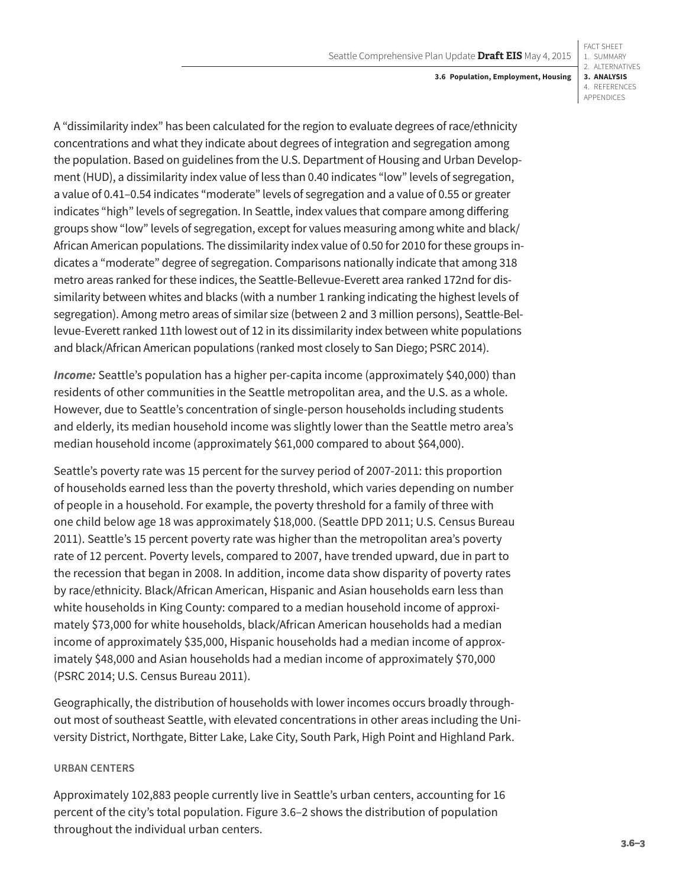A "dissimilarity index" has been calculated for the region to evaluate degrees of race/ethnicity concentrations and what they indicate about degrees of integration and segregation among the population. Based on guidelines from the U.S. Department of Housing and Urban Development (HUD), a dissimilarity index value of less than 0.40 indicates "low" levels of segregation, a value of 0.41–0.54 indicates "moderate" levels of segregation and a value of 0.55 or greater indicates "high" levels of segregation. In Seattle, index values that compare among differing groups show "low" levels of segregation, except for values measuring among white and black/African American populations. The dissimilarity index value of 0.50 for 2010 for these groups indicates a "moderate" degree of segregation. Comparisons nationally indicate that among 318 metro areas ranked for these indices, the Seattle-Bellevue-Everett area ranked 172nd for dissimilarity between whites and blacks (with a number 1 ranking indicating the highest levels of segregation). Among metro areas of similar size (between 2 and 3 million persons), Seattle-Bellevue-Everett ranked 11th lowest out of 12 in its dissimilarity index between white populations and black/African American populations (ranked most closely to San Diego; PSRC 2014).

***Income:*** Seattle's population has a higher per-capita income (approximately $40,000) than residents of other communities in the Seattle metropolitan area, and the U.S. as a whole. However, due to Seattle's concentration of single-person households including students and elderly, its median household income was slightly lower than the Seattle metro area's median household income (approximately $61,000 compared to about $64,000).

Seattle's poverty rate was 15 percent for the survey period of 2007-2011: this proportion of households earned less than the poverty threshold, which varies depending on number of people in a household. For example, the poverty threshold for a family of three with one child below age 18 was approximately $18,000. (Seattle DPD 2011; U.S. Census Bureau 2011). Seattle's 15 percent poverty rate was higher than the metropolitan area's poverty rate of 12 percent. Poverty levels, compared to 2007, have trended upward, due in part to the recession that began in 2008. In addition, income data show disparity of poverty rates by race/ethnicity. Black/African American, Hispanic and Asian households earn less than white households in King County: compared to a median household income of approximately $73,000 for white households, black/African American households had a median income of approximately $35,000, Hispanic households had a median income of approximately $48,000 and Asian households had a median income of approximately $70,000 (PSRC 2014; U.S. Census Bureau 2011).

Geographically, the distribution of households with lower incomes occurs broadly throughout most of southeast Seattle, with elevated concentrations in other areas including the University District, Northgate, Bitter Lake, Lake City, South Park, High Point and Highland Park.

### URBAN CENTERS

Approximately 102,883 people currently live in Seattle's urban centers, accounting for 16 percent of the city's total population. Figure 3.6–2 shows the distribution of population throughout the individual urban centers.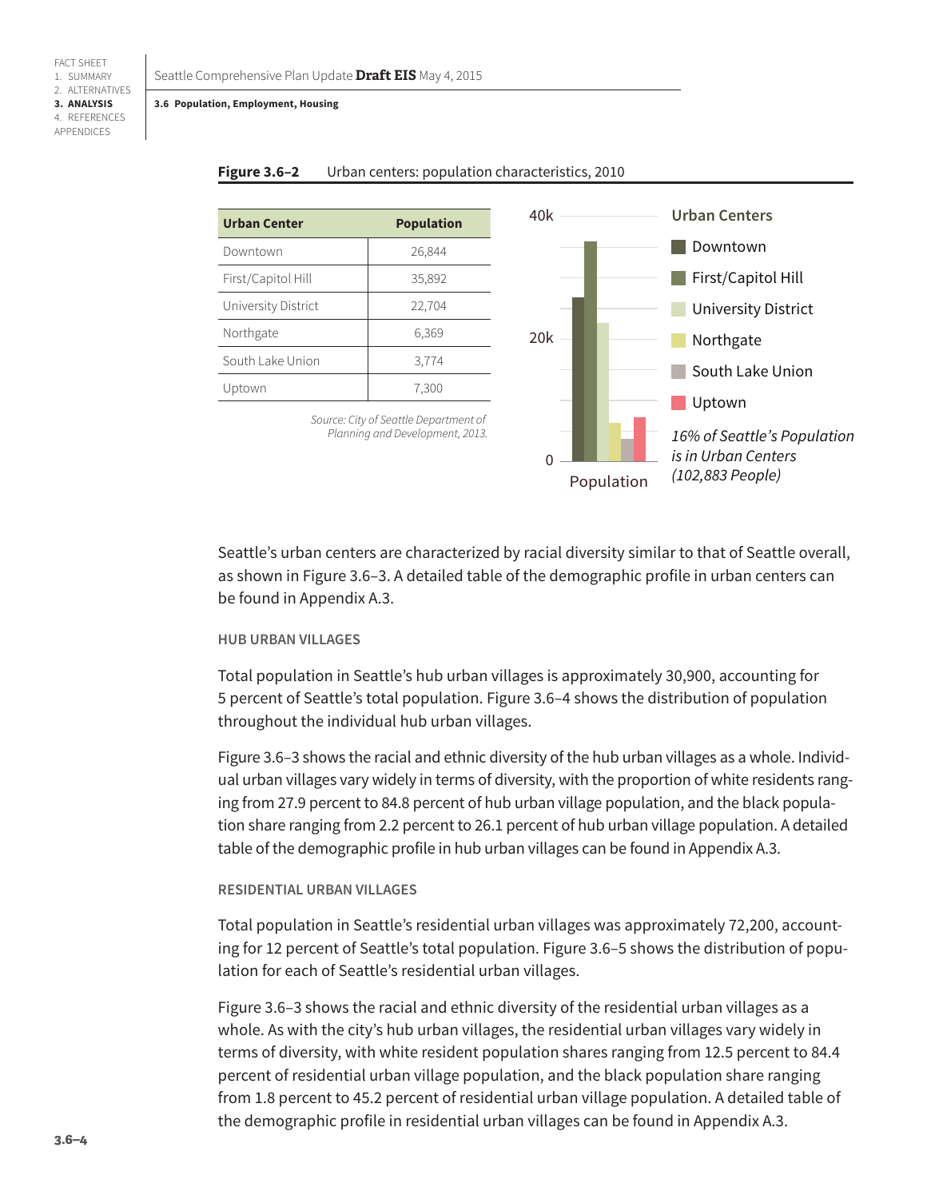**Figure 3.6–2** Urban centers: population characteristics, 2010

| Urban Center | Population |
|---|---|
| Downtown | 26,844 |
| First/Capitol Hill | 35,892 |
| University District | 22,704 |
| Northgate | 6,369 |
| South Lake Union | 3,774 |
| Uptown | 7,300 |

*Source: City of Seattle Department of Planning and Development, 2013.*

*16% of Seattle's Population is in Urban Centers (102,883 People)*

Seattle's urban centers are characterized by racial diversity similar to that of Seattle overall, as shown in Figure 3.6–3. A detailed table of the demographic profile in urban centers can be found in Appendix A.3.

#### HUB URBAN VILLAGES

Total population in Seattle's hub urban villages is approximately 30,900, accounting for 5 percent of Seattle's total population. Figure 3.6–4 shows the distribution of population throughout the individual hub urban villages.

Figure 3.6–3 shows the racial and ethnic diversity of the hub urban villages as a whole. Individual urban villages vary widely in terms of diversity, with the proportion of white residents ranging from 27.9 percent to 84.8 percent of hub urban village population, and the black population share ranging from 2.2 percent to 26.1 percent of hub urban village population. A detailed table of the demographic profile in hub urban villages can be found in Appendix A.3.

#### RESIDENTIAL URBAN VILLAGES

Total population in Seattle's residential urban villages was approximately 72,200, accounting for 12 percent of Seattle's total population. Figure 3.6–5 shows the distribution of population for each of Seattle's residential urban villages.

Figure 3.6–3 shows the racial and ethnic diversity of the residential urban villages as a whole. As with the city's hub urban villages, the residential urban villages vary widely in terms of diversity, with white resident population shares ranging from 12.5 percent to 84.4 percent of residential urban village population, and the black population share ranging from 1.8 percent to 45.2 percent of residential urban village population. A detailed table of the demographic profile in residential urban villages can be found in Appendix A.3.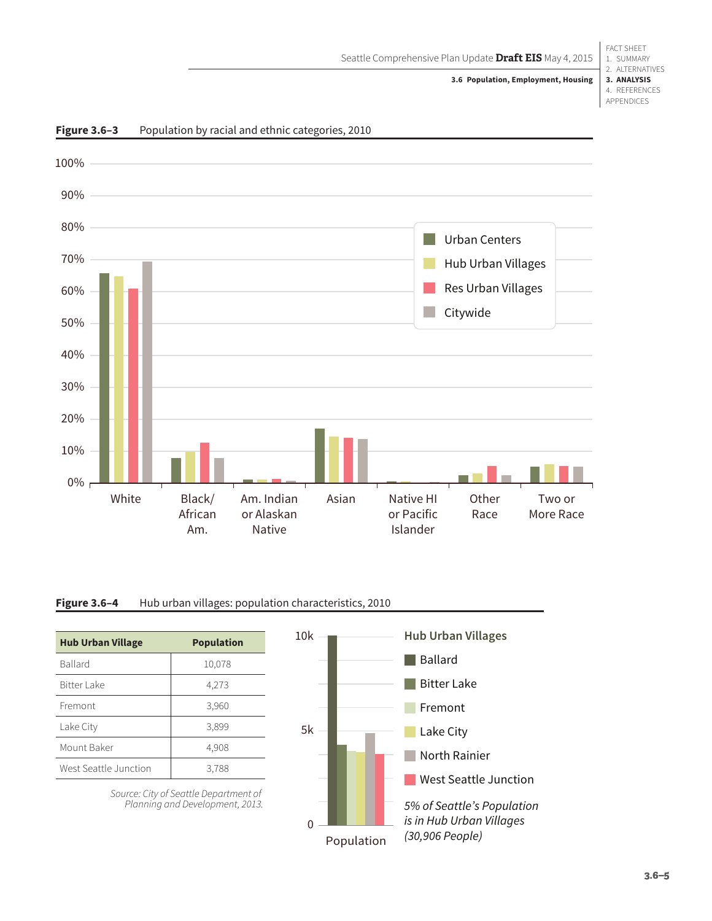**Figure 3.6–3** Population by racial and ethnic categories, 2010

**Figure 3.6–4** Hub urban villages: population characteristics, 2010

| Hub Urban Village | Population |
|---|---|
| Ballard | 10,078 |
| Bitter Lake | 4,273 |
| Fremont | 3,960 |
| Lake City | 3,899 |
| Mount Baker | 4,908 |
| West Seattle Junction | 3,788 |

*Source: City of Seattle Department of Planning and Development, 2013.*

*5% of Seattle's Population is in Hub Urban Villages (30,906 People)*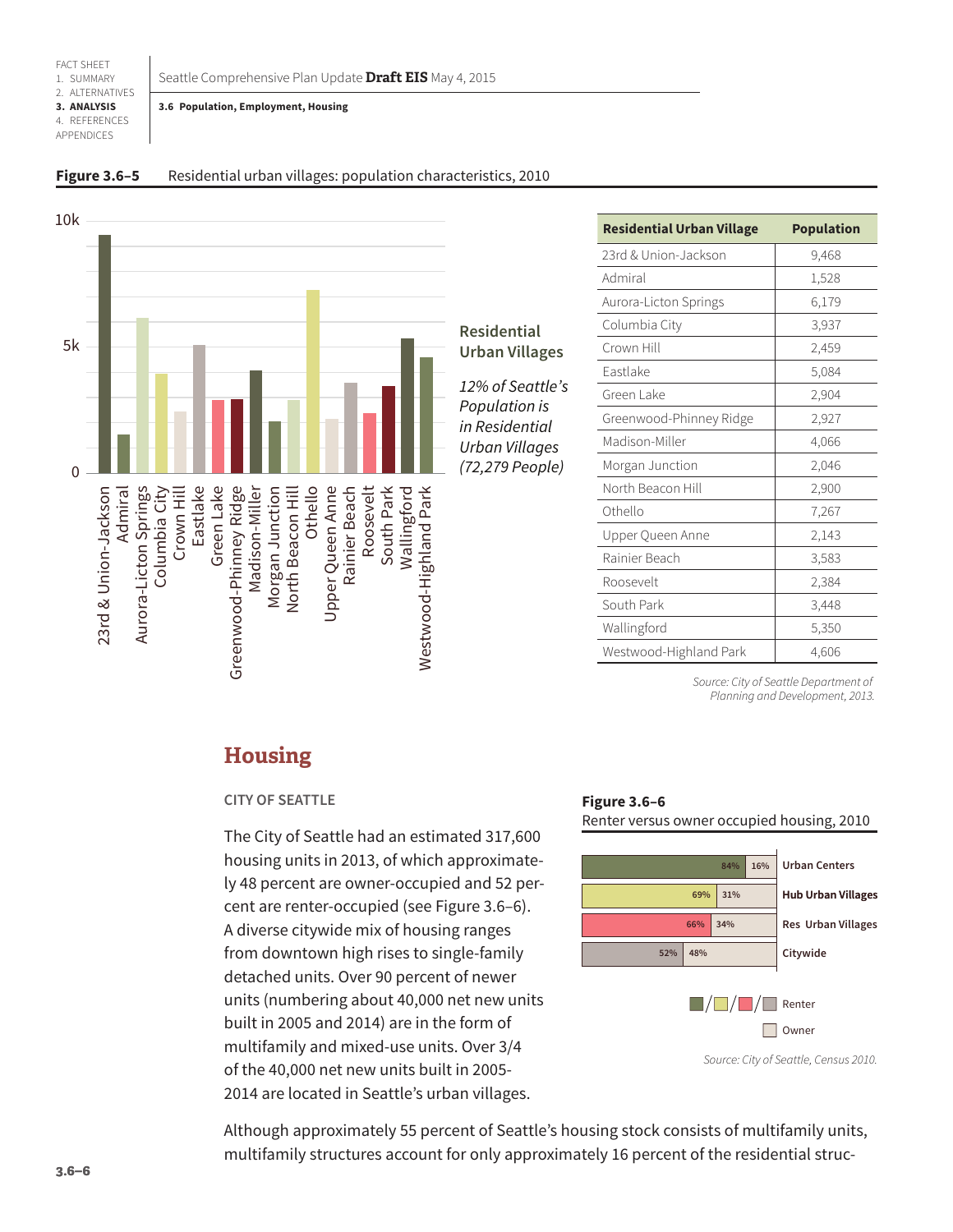**Figure 3.6–5** Residential urban villages: population characteristics, 2010

**Residential Urban Villages**

*12% of Seattle's Population is in Residential Urban Villages (72,279 People)*

| Residential Urban Village | Population |
|---|---|
| 23rd & Union-Jackson | 9,468 |
| Admiral | 1,528 |
| Aurora-Licton Springs | 6,179 |
| Columbia City | 3,937 |
| Crown Hill | 2,459 |
| Eastlake | 5,084 |
| Green Lake | 2,904 |
| Greenwood-Phinney Ridge | 2,927 |
| Madison-Miller | 4,066 |
| Morgan Junction | 2,046 |
| North Beacon Hill | 2,900 |
| Othello | 7,267 |
| Upper Queen Anne | 2,143 |
| Rainier Beach | 3,583 |
| Roosevelt | 2,384 |
| South Park | 3,448 |
| Wallingford | 5,350 |
| Westwood-Highland Park | 4,606 |

*Source: City of Seattle Department of Planning and Development, 2013.*

## Housing

### CITY OF SEATTLE

The City of Seattle had an estimated 317,600 housing units in 2013, of which approximately 48 percent are owner-occupied and 52 percent are renter-occupied (see Figure 3.6–6). A diverse citywide mix of housing ranges from downtown high rises to single-family detached units. Over 90 percent of newer units (numbering about 40,000 net new units built in 2005 and 2014) are in the form of multifamily and mixed-use units. Over 3/4 of the 40,000 net new units built in 2005-2014 are located in Seattle's urban villages.

**Figure 3.6–6**
Renter versus owner occupied housing, 2010

| | Renter | Owner |
|---|---|---|
| Urban Centers | 84% | 16% |
| Hub Urban Villages | 69% | 31% |
| Res Urban Villages | 66% | 34% |
| Citywide | 52% | 48% |

*Source: City of Seattle, Census 2010.*

Although approximately 55 percent of Seattle's housing stock consists of multifamily units, multifamily structures account for only approximately 16 percent of the residential struc-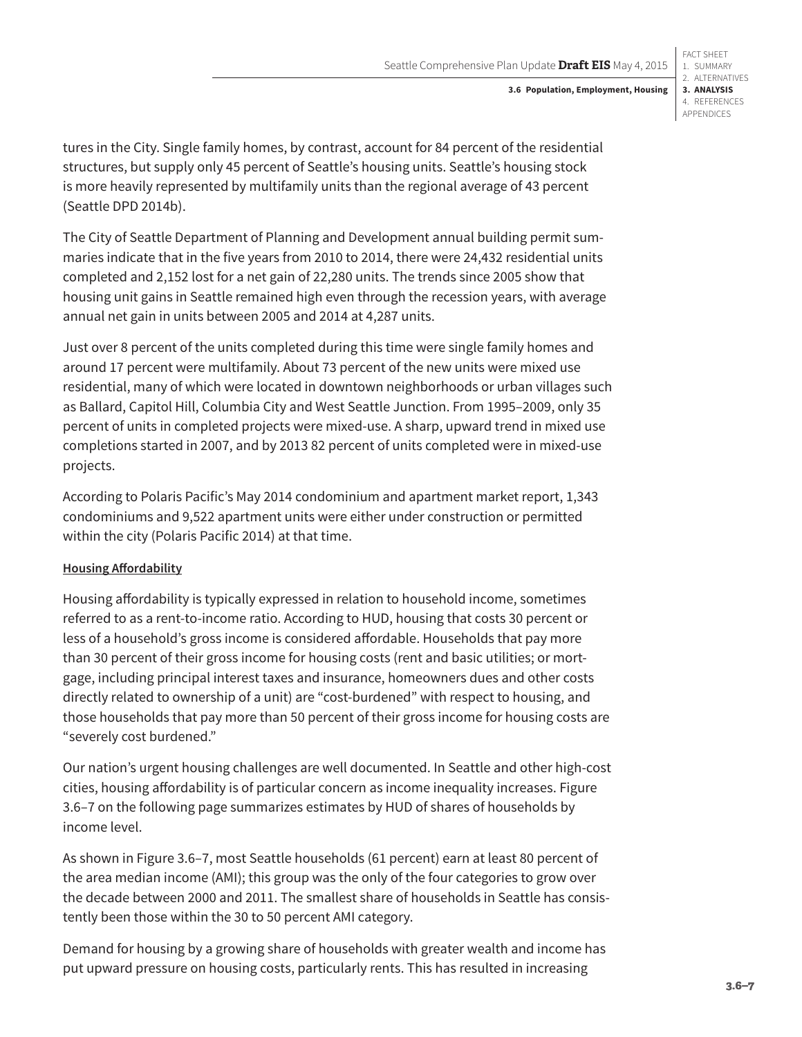tures in the City. Single family homes, by contrast, account for 84 percent of the residential structures, but supply only 45 percent of Seattle's housing units. Seattle's housing stock is more heavily represented by multifamily units than the regional average of 43 percent (Seattle DPD 2014b).

The City of Seattle Department of Planning and Development annual building permit summaries indicate that in the five years from 2010 to 2014, there were 24,432 residential units completed and 2,152 lost for a net gain of 22,280 units. The trends since 2005 show that housing unit gains in Seattle remained high even through the recession years, with average annual net gain in units between 2005 and 2014 at 4,287 units.

Just over 8 percent of the units completed during this time were single family homes and around 17 percent were multifamily. About 73 percent of the new units were mixed use residential, many of which were located in downtown neighborhoods or urban villages such as Ballard, Capitol Hill, Columbia City and West Seattle Junction. From 1995–2009, only 35 percent of units in completed projects were mixed-use. A sharp, upward trend in mixed use completions started in 2007, and by 2013 82 percent of units completed were in mixed-use projects.

According to Polaris Pacific's May 2014 condominium and apartment market report, 1,343 condominiums and 9,522 apartment units were either under construction or permitted within the city (Polaris Pacific 2014) at that time.

**Housing Affordability**

Housing affordability is typically expressed in relation to household income, sometimes referred to as a rent-to-income ratio. According to HUD, housing that costs 30 percent or less of a household's gross income is considered affordable. Households that pay more than 30 percent of their gross income for housing costs (rent and basic utilities; or mortgage, including principal interest taxes and insurance, homeowners dues and other costs directly related to ownership of a unit) are "cost-burdened" with respect to housing, and those households that pay more than 50 percent of their gross income for housing costs are "severely cost burdened."

Our nation's urgent housing challenges are well documented. In Seattle and other high-cost cities, housing affordability is of particular concern as income inequality increases. Figure 3.6–7 on the following page summarizes estimates by HUD of shares of households by income level.

As shown in Figure 3.6–7, most Seattle households (61 percent) earn at least 80 percent of the area median income (AMI); this group was the only of the four categories to grow over the decade between 2000 and 2011. The smallest share of households in Seattle has consistently been those within the 30 to 50 percent AMI category.

Demand for housing by a growing share of households with greater wealth and income has put upward pressure on housing costs, particularly rents. This has resulted in increasing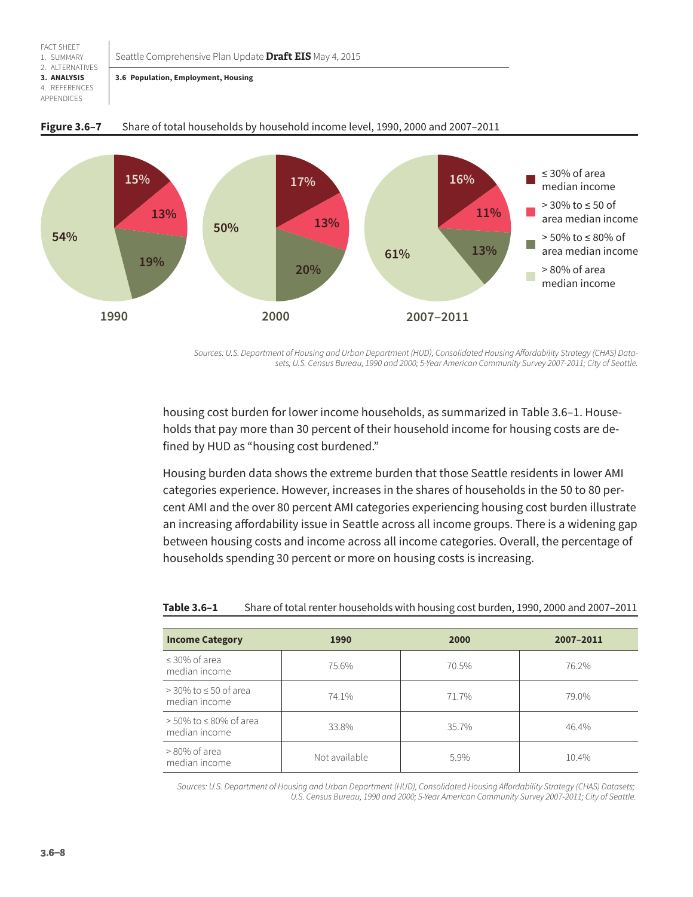**Figure 3.6–7** Share of total households by household income level, 1990, 2000 and 2007–2011

| Income level | 1990 | 2000 | 2007–2011 |
|---|---|---|---|
| ≤ 30% of area median income | 15% | 17% | 16% |
| > 30% to ≤ 50 of area median income | 13% | 13% | 11% |
| > 50% to ≤ 80% of area median income | 19% | 20% | 13% |
| > 80% of area median income | 54% | 50% | 61% |

*Sources: U.S. Department of Housing and Urban Department (HUD), Consolidated Housing Affordability Strategy (CHAS) Datasets; U.S. Census Bureau, 1990 and 2000; 5-Year American Community Survey 2007-2011; City of Seattle.*

housing cost burden for lower income households, as summarized in Table 3.6–1. Households that pay more than 30 percent of their household income for housing costs are defined by HUD as "housing cost burdened."

Housing burden data shows the extreme burden that those Seattle residents in lower AMI categories experience. However, increases in the shares of households in the 50 to 80 percent AMI and the over 80 percent AMI categories experiencing housing cost burden illustrate an increasing affordability issue in Seattle across all income groups. There is a widening gap between housing costs and income across all income categories. Overall, the percentage of households spending 30 percent or more on housing costs is increasing.

**Table 3.6–1** Share of total renter households with housing cost burden, 1990, 2000 and 2007–2011

| Income Category | 1990 | 2000 | 2007–2011 |
|---|---|---|---|
| ≤ 30% of area median income | 75.6% | 70.5% | 76.2% |
| > 30% to ≤ 50 of area median income | 74.1% | 71.7% | 79.0% |
| > 50% to ≤ 80% of area median income | 33.8% | 35.7% | 46.4% |
| > 80% of area median income | Not available | 5.9% | 10.4% |

*Sources: U.S. Department of Housing and Urban Department (HUD), Consolidated Housing Affordability Strategy (CHAS) Datasets; U.S. Census Bureau, 1990 and 2000; 5-Year American Community Survey 2007-2011; City of Seattle.*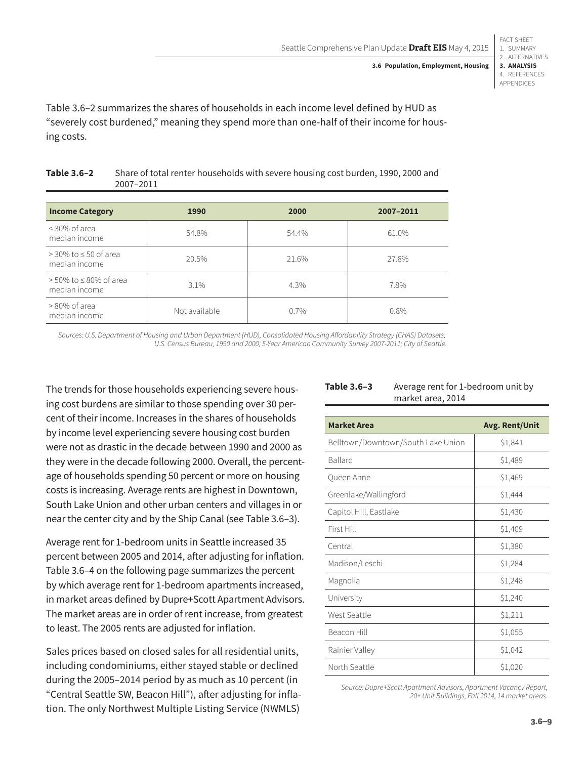Table 3.6–2 summarizes the shares of households in each income level defined by HUD as "severely cost burdened," meaning they spend more than one-half of their income for housing costs.

**Table 3.6–2** Share of total renter households with severe housing cost burden, 1990, 2000 and 2007–2011

| Income Category | 1990 | 2000 | 2007–2011 |
|---|---|---|---|
| ≤ 30% of area median income | 54.8% | 54.4% | 61.0% |
| > 30% to ≤ 50 of area median income | 20.5% | 21.6% | 27.8% |
| > 50% to ≤ 80% of area median income | 3.1% | 4.3% | 7.8% |
| > 80% of area median income | Not available | 0.7% | 0.8% |

*Sources: U.S. Department of Housing and Urban Department (HUD), Consolidated Housing Affordability Strategy (CHAS) Datasets; U.S. Census Bureau, 1990 and 2000; 5-Year American Community Survey 2007-2011; City of Seattle.*

The trends for those households experiencing severe housing cost burdens are similar to those spending over 30 percent of their income. Increases in the shares of households by income level experiencing severe housing cost burden were not as drastic in the decade between 1990 and 2000 as they were in the decade following 2000. Overall, the percentage of households spending 50 percent or more on housing costs is increasing. Average rents are highest in Downtown, South Lake Union and other urban centers and villages in or near the center city and by the Ship Canal (see Table 3.6–3).

Average rent for 1-bedroom units in Seattle increased 35 percent between 2005 and 2014, after adjusting for inflation. Table 3.6–4 on the following page summarizes the percent by which average rent for 1-bedroom apartments increased, in market areas defined by Dupre+Scott Apartment Advisors. The market areas are in order of rent increase, from greatest to least. The 2005 rents are adjusted for inflation.

Sales prices based on closed sales for all residential units, including condominiums, either stayed stable or declined during the 2005–2014 period by as much as 10 percent (in "Central Seattle SW, Beacon Hill"), after adjusting for inflation. The only Northwest Multiple Listing Service (NWMLS)

**Table 3.6–3** Average rent for 1-bedroom unit by market area, 2014

| Market Area | Avg. Rent/Unit |
|---|---|
| Belltown/Downtown/South Lake Union | $1,841 |
| Ballard | $1,489 |
| Queen Anne | $1,469 |
| Greenlake/Wallingford | $1,444 |
| Capitol Hill, Eastlake | $1,430 |
| First Hill | $1,409 |
| Central | $1,380 |
| Madison/Leschi | $1,284 |
| Magnolia | $1,248 |
| University | $1,240 |
| West Seattle | $1,211 |
| Beacon Hill | $1,055 |
| Rainier Valley | $1,042 |
| North Seattle | $1,020 |

*Source: Dupre+Scott Apartment Advisors, Apartment Vacancy Report, 20+ Unit Buildings, Fall 2014, 14 market areas.*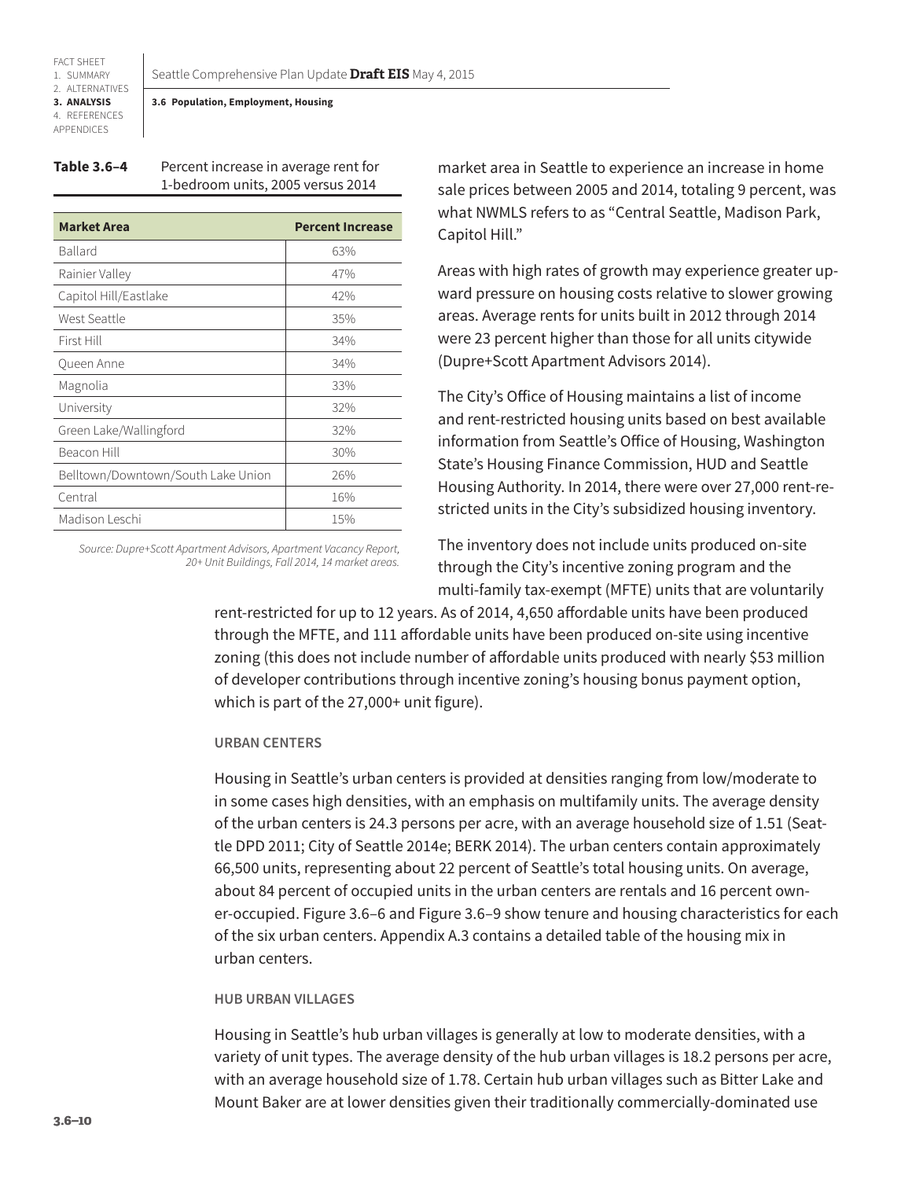**Table 3.6–4** Percent increase in average rent for 1-bedroom units, 2005 versus 2014

| Market Area | Percent Increase |
|---|---|
| Ballard | 63% |
| Rainier Valley | 47% |
| Capitol Hill/Eastlake | 42% |
| West Seattle | 35% |
| First Hill | 34% |
| Queen Anne | 34% |
| Magnolia | 33% |
| University | 32% |
| Green Lake/Wallingford | 32% |
| Beacon Hill | 30% |
| Belltown/Downtown/South Lake Union | 26% |
| Central | 16% |
| Madison Leschi | 15% |

*Source: Dupre+Scott Apartment Advisors, Apartment Vacancy Report, 20+ Unit Buildings, Fall 2014, 14 market areas.*

market area in Seattle to experience an increase in home sale prices between 2005 and 2014, totaling 9 percent, was what NWMLS refers to as "Central Seattle, Madison Park, Capitol Hill."

Areas with high rates of growth may experience greater upward pressure on housing costs relative to slower growing areas. Average rents for units built in 2012 through 2014 were 23 percent higher than those for all units citywide (Dupre+Scott Apartment Advisors 2014).

The City's Office of Housing maintains a list of income and rent-restricted housing units based on best available information from Seattle's Office of Housing, Washington State's Housing Finance Commission, HUD and Seattle Housing Authority. In 2014, there were over 27,000 rent-restricted units in the City's subsidized housing inventory.

The inventory does not include units produced on-site through the City's incentive zoning program and the multi-family tax-exempt (MFTE) units that are voluntarily rent-restricted for up to 12 years. As of 2014, 4,650 affordable units have been produced through the MFTE, and 111 affordable units have been produced on-site using incentive zoning (this does not include number of affordable units produced with nearly $53 million of developer contributions through incentive zoning's housing bonus payment option, which is part of the 27,000+ unit figure).

#### URBAN CENTERS

Housing in Seattle's urban centers is provided at densities ranging from low/moderate to in some cases high densities, with an emphasis on multifamily units. The average density of the urban centers is 24.3 persons per acre, with an average household size of 1.51 (Seattle DPD 2011; City of Seattle 2014e; BERK 2014). The urban centers contain approximately 66,500 units, representing about 22 percent of Seattle's total housing units. On average, about 84 percent of occupied units in the urban centers are rentals and 16 percent owner-occupied. Figure 3.6–6 and Figure 3.6–9 show tenure and housing characteristics for each of the six urban centers. Appendix A.3 contains a detailed table of the housing mix in urban centers.

#### HUB URBAN VILLAGES

Housing in Seattle's hub urban villages is generally at low to moderate densities, with a variety of unit types. The average density of the hub urban villages is 18.2 persons per acre, with an average household size of 1.78. Certain hub urban villages such as Bitter Lake and Mount Baker are at lower densities given their traditionally commercially-dominated use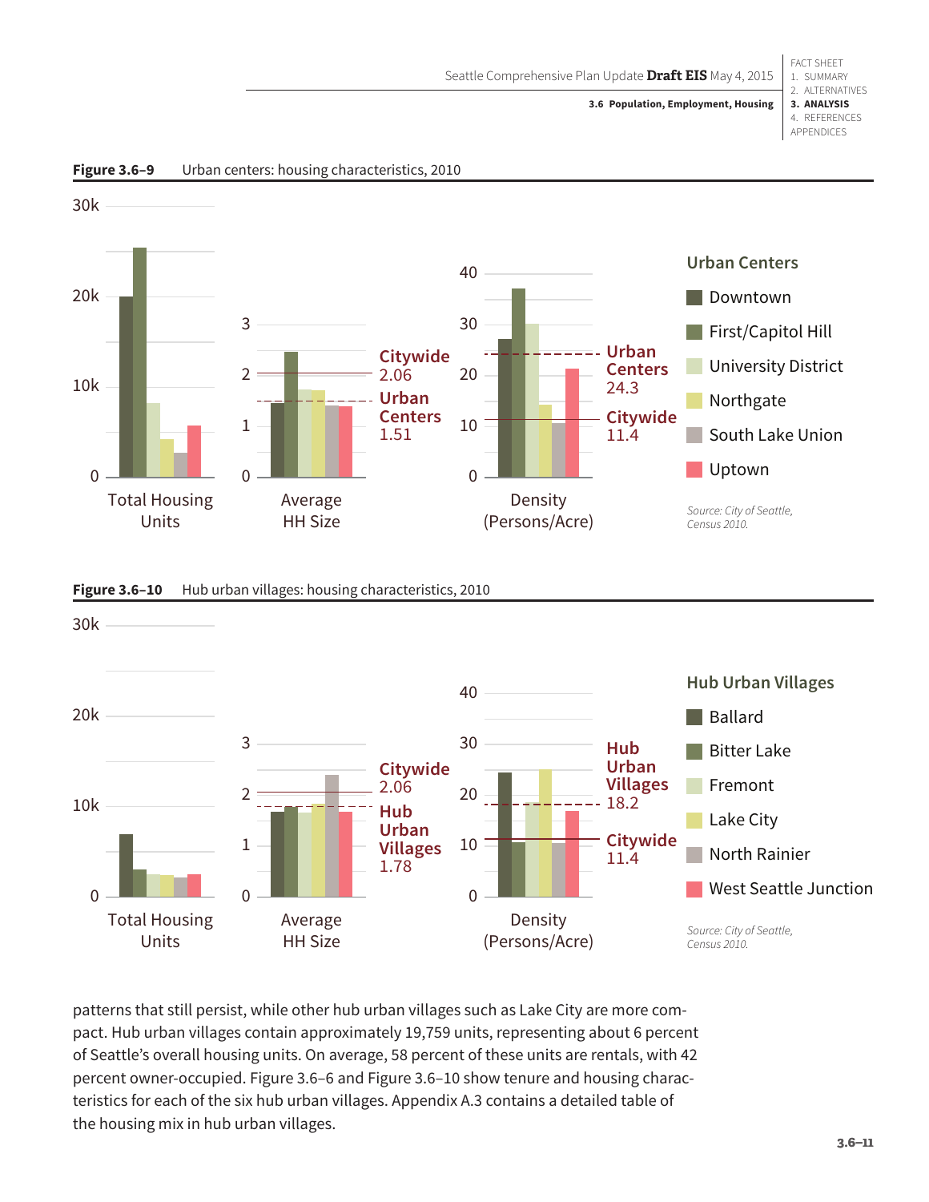**Figure 3.6–9** Urban centers: housing characteristics, 2010

Total Housing Units | Average HH Size | Density (Persons/Acre)

Citywide 2.06 | Urban Centers 1.51

Urban Centers 24.3 | Citywide 11.4

Urban Centers: Downtown, First/Capitol Hill, University District, Northgate, South Lake Union, Uptown

*Source: City of Seattle, Census 2010.*

**Figure 3.6–10** Hub urban villages: housing characteristics, 2010

Total Housing Units | Average HH Size | Density (Persons/Acre)

Citywide 2.06 | Hub Urban Villages 1.78

Hub Urban Villages 18.2 | Citywide 11.4

Hub Urban Villages: Ballard, Bitter Lake, Fremont, Lake City, North Rainier, West Seattle Junction

*Source: City of Seattle, Census 2010.*

patterns that still persist, while other hub urban villages such as Lake City are more compact. Hub urban villages contain approximately 19,759 units, representing about 6 percent of Seattle's overall housing units. On average, 58 percent of these units are rentals, with 42 percent owner-occupied. Figure 3.6–6 and Figure 3.6–10 show tenure and housing characteristics for each of the six hub urban villages. Appendix A.3 contains a detailed table of the housing mix in hub urban villages.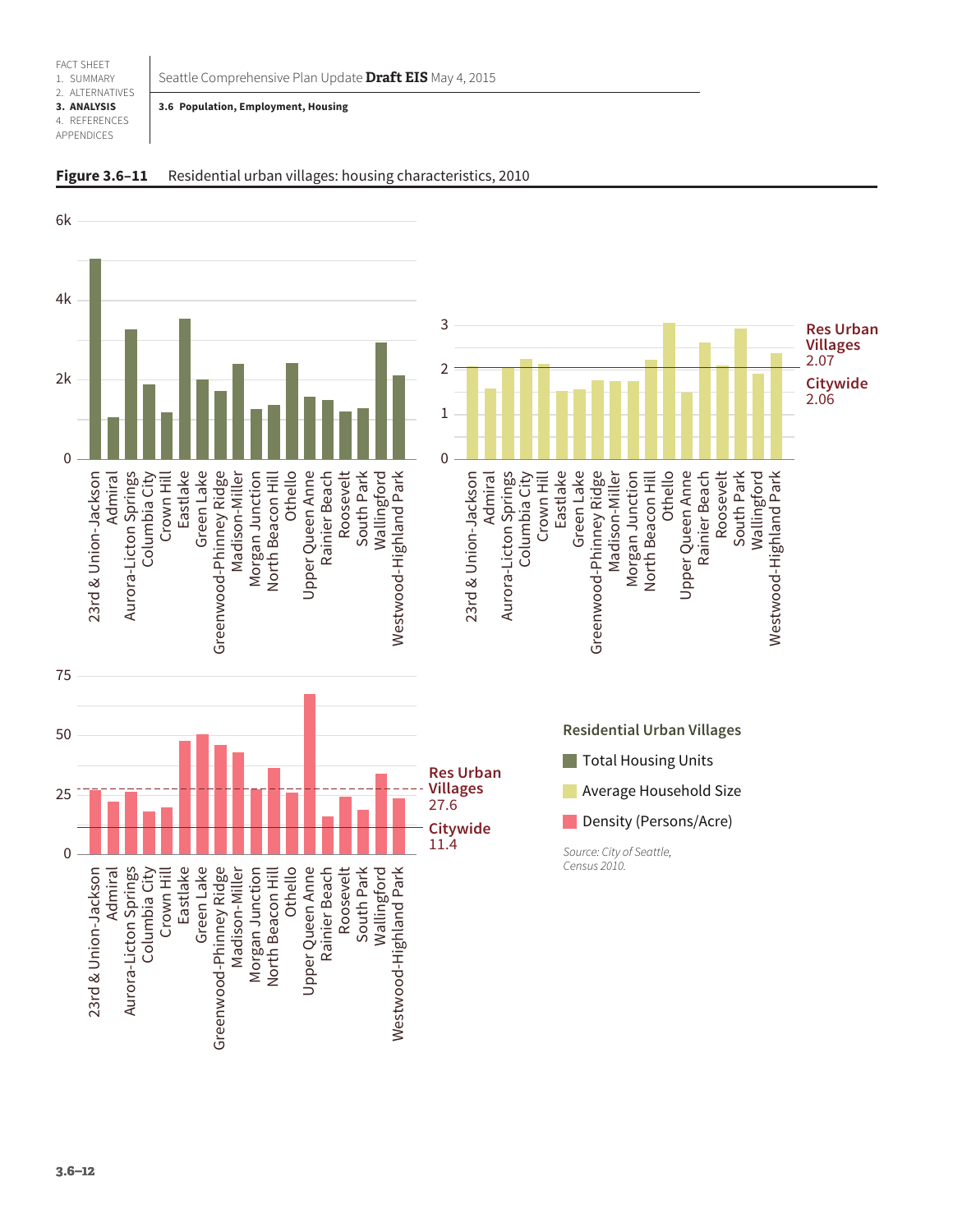**Figure 3.6–11** Residential urban villages: housing characteristics, 2010

Residential Urban Villages

- Total Housing Units
- Average Household Size
- Density (Persons/Acre)

Average Household Size: Res Urban Villages 2.07; Citywide 2.06

Density (Persons/Acre): Res Urban Villages 27.6; Citywide 11.4

Villages shown: 23rd & Union-Jackson, Admiral, Aurora-Licton Springs, Columbia City, Crown Hill, Eastlake, Green Lake, Greenwood-Phinney Ridge, Madison-Miller, Morgan Junction, North Beacon Hill, Othello, Upper Queen Anne, Rainier Beach, Roosevelt, South Park, Wallingford, Westwood-Highland Park

*Source: City of Seattle, Census 2010.*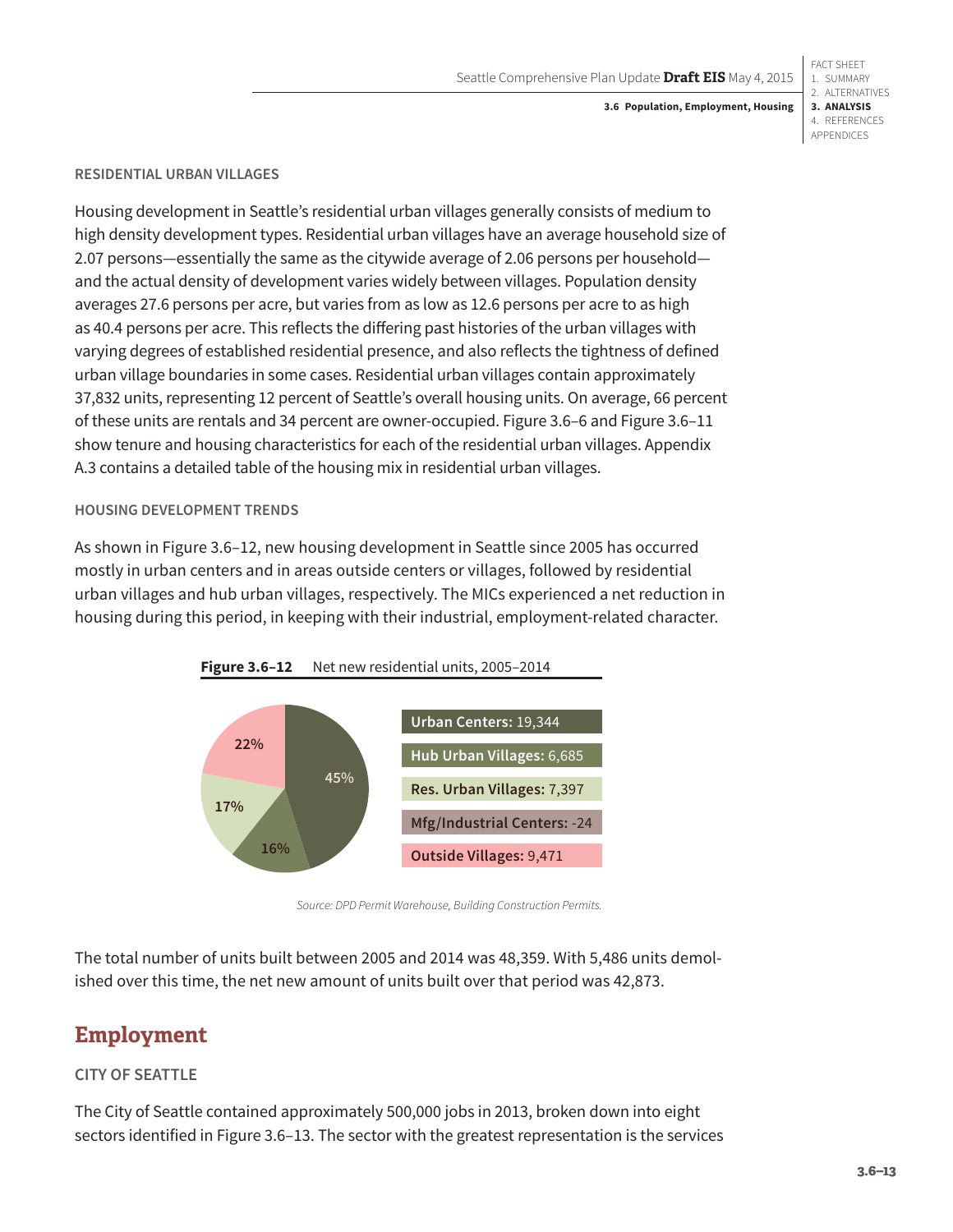#### RESIDENTIAL URBAN VILLAGES

Housing development in Seattle's residential urban villages generally consists of medium to high density development types. Residential urban villages have an average household size of 2.07 persons—essentially the same as the citywide average of 2.06 persons per household—and the actual density of development varies widely between villages. Population density averages 27.6 persons per acre, but varies from as low as 12.6 persons per acre to as high as 40.4 persons per acre. This reflects the differing past histories of the urban villages with varying degrees of established residential presence, and also reflects the tightness of defined urban village boundaries in some cases. Residential urban villages contain approximately 37,832 units, representing 12 percent of Seattle's overall housing units. On average, 66 percent of these units are rentals and 34 percent are owner-occupied. Figure 3.6–6 and Figure 3.6–11 show tenure and housing characteristics for each of the residential urban villages. Appendix A.3 contains a detailed table of the housing mix in residential urban villages.

#### HOUSING DEVELOPMENT TRENDS

As shown in Figure 3.6–12, new housing development in Seattle since 2005 has occurred mostly in urban centers and in areas outside centers or villages, followed by residential urban villages and hub urban villages, respectively. The MICs experienced a net reduction in housing during this period, in keeping with their industrial, employment-related character.

**Figure 3.6–12** Net new residential units, 2005–2014

| Category | Net new units | Share |
|---|---|---|
| Urban Centers | 19,344 | 45% |
| Hub Urban Villages | 6,685 | 16% |
| Res. Urban Villages | 7,397 | 17% |
| Mfg/Industrial Centers | -24 | |
| Outside Villages | 9,471 | 22% |

*Source: DPD Permit Warehouse, Building Construction Permits.*

The total number of units built between 2005 and 2014 was 48,359. With 5,486 units demolished over this time, the net new amount of units built over that period was 42,873.

## Employment

#### CITY OF SEATTLE

The City of Seattle contained approximately 500,000 jobs in 2013, broken down into eight sectors identified in Figure 3.6–13. The sector with the greatest representation is the services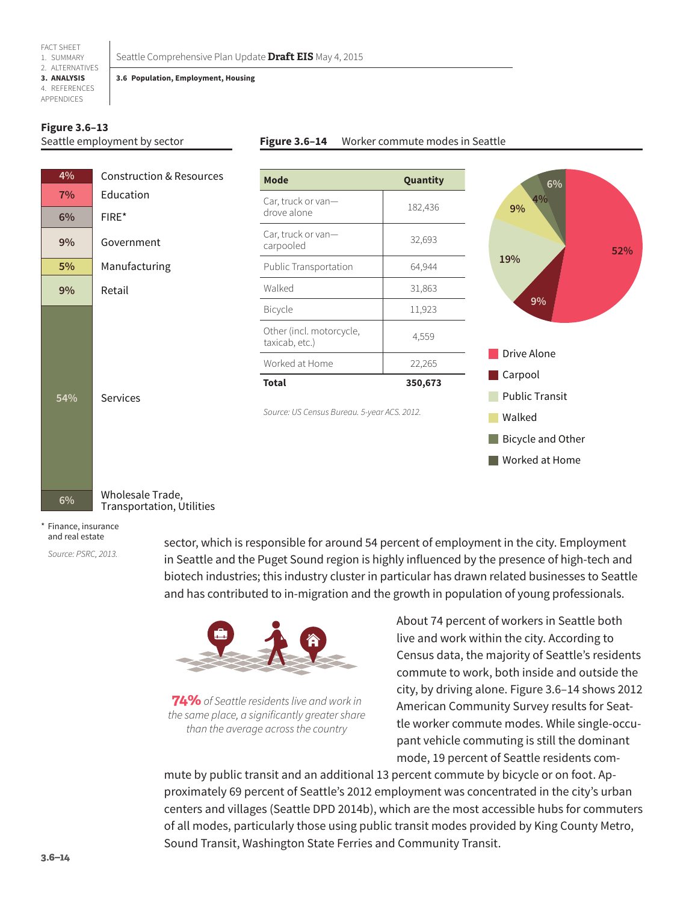**Figure 3.6–13** Seattle employment by sector

| Share | Sector |
| --- | --- |
| 4% | Construction & Resources |
| 7% | Education |
| 6% | FIRE* |
| 9% | Government |
| 5% | Manufacturing |
| 9% | Retail |
| 54% | Services |
| 6% | Wholesale Trade, Transportation, Utilities |

\* Finance, insurance and real estate

*Source: PSRC, 2013.*

**Figure 3.6–14** Worker commute modes in Seattle

| Mode | Quantity |
| --- | --- |
| Car, truck or van—drove alone | 182,436 |
| Car, truck or van—carpooled | 32,693 |
| Public Transportation | 64,944 |
| Walked | 31,863 |
| Bicycle | 11,923 |
| Other (incl. motorcycle, taxicab, etc.) | 4,559 |
| Worked at Home | 22,265 |
| **Total** | **350,673** |

*Source: US Census Bureau. 5-year ACS. 2012.*

Drive Alone 52%; Carpool 9%; Public Transit 19%; Walked 9%; Bicycle and Other 4%; Worked at Home 6%

sector, which is responsible for around 54 percent of employment in the city. Employment in Seattle and the Puget Sound region is highly influenced by the presence of high-tech and biotech industries; this industry cluster in particular has drawn related businesses to Seattle and has contributed to in-migration and the growth in population of young professionals.

***74%** of Seattle residents live and work in the same place, a significantly greater share than the average across the country*

About 74 percent of workers in Seattle both live and work within the city. According to Census data, the majority of Seattle's residents commute to work, both inside and outside the city, by driving alone. Figure 3.6–14 shows 2012 American Community Survey results for Seattle worker commute modes. While single-occupant vehicle commuting is still the dominant mode, 19 percent of Seattle residents commute by public transit and an additional 13 percent commute by bicycle or on foot. Approximately 69 percent of Seattle's 2012 employment was concentrated in the city's urban centers and villages (Seattle DPD 2014b), which are the most accessible hubs for commuters of all modes, particularly those using public transit modes provided by King County Metro, Sound Transit, Washington State Ferries and Community Transit.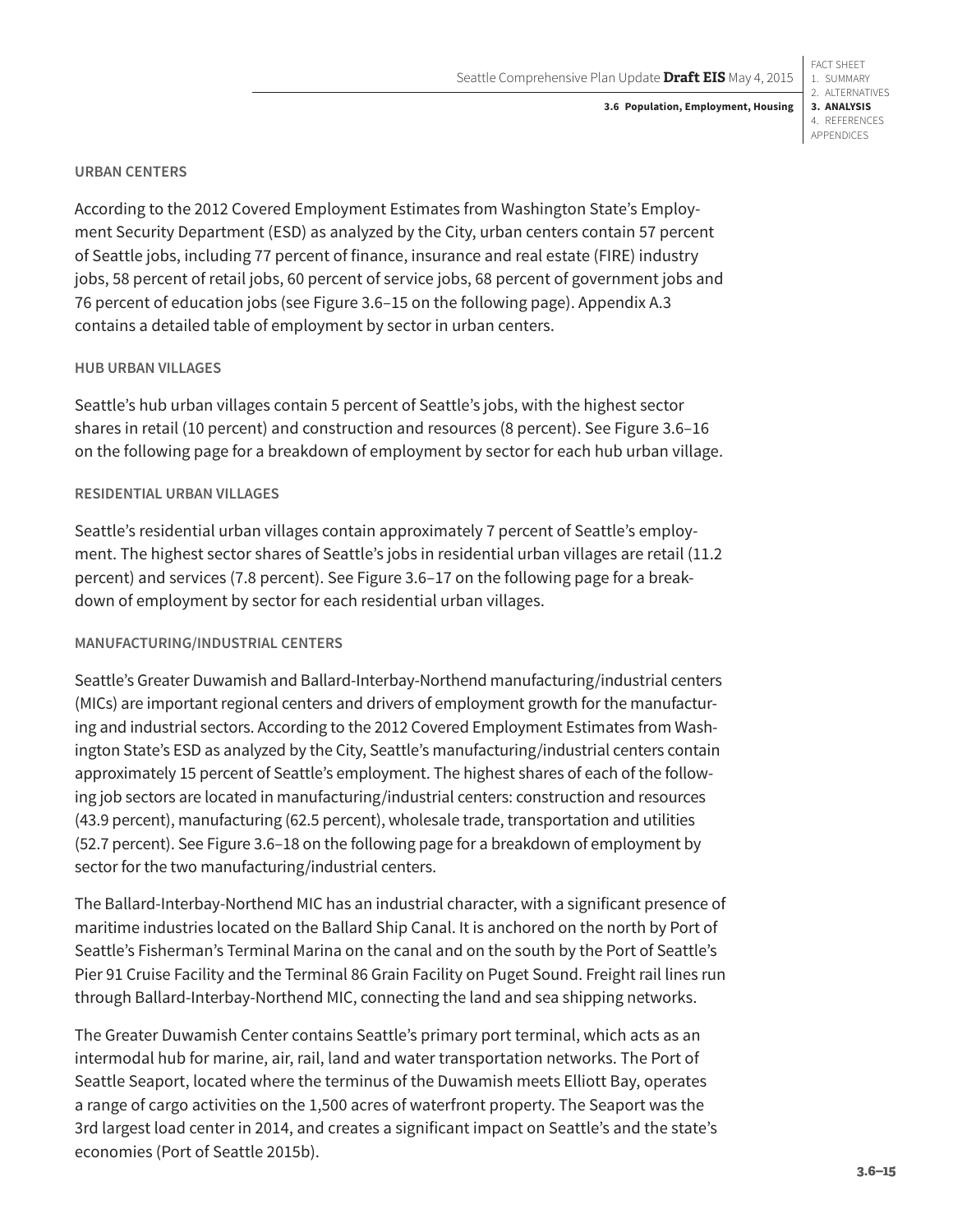#### URBAN CENTERS

According to the 2012 Covered Employment Estimates from Washington State's Employment Security Department (ESD) as analyzed by the City, urban centers contain 57 percent of Seattle jobs, including 77 percent of finance, insurance and real estate (FIRE) industry jobs, 58 percent of retail jobs, 60 percent of service jobs, 68 percent of government jobs and 76 percent of education jobs (see Figure 3.6–15 on the following page). Appendix A.3 contains a detailed table of employment by sector in urban centers.

#### HUB URBAN VILLAGES

Seattle's hub urban villages contain 5 percent of Seattle's jobs, with the highest sector shares in retail (10 percent) and construction and resources (8 percent). See Figure 3.6–16 on the following page for a breakdown of employment by sector for each hub urban village.

#### RESIDENTIAL URBAN VILLAGES

Seattle's residential urban villages contain approximately 7 percent of Seattle's employment. The highest sector shares of Seattle's jobs in residential urban villages are retail (11.2 percent) and services (7.8 percent). See Figure 3.6–17 on the following page for a breakdown of employment by sector for each residential urban villages.

#### MANUFACTURING/INDUSTRIAL CENTERS

Seattle's Greater Duwamish and Ballard-Interbay-Northend manufacturing/industrial centers (MICs) are important regional centers and drivers of employment growth for the manufacturing and industrial sectors. According to the 2012 Covered Employment Estimates from Washington State's ESD as analyzed by the City, Seattle's manufacturing/industrial centers contain approximately 15 percent of Seattle's employment. The highest shares of each of the following job sectors are located in manufacturing/industrial centers: construction and resources (43.9 percent), manufacturing (62.5 percent), wholesale trade, transportation and utilities (52.7 percent). See Figure 3.6–18 on the following page for a breakdown of employment by sector for the two manufacturing/industrial centers.

The Ballard-Interbay-Northend MIC has an industrial character, with a significant presence of maritime industries located on the Ballard Ship Canal. It is anchored on the north by Port of Seattle's Fisherman's Terminal Marina on the canal and on the south by the Port of Seattle's Pier 91 Cruise Facility and the Terminal 86 Grain Facility on Puget Sound. Freight rail lines run through Ballard-Interbay-Northend MIC, connecting the land and sea shipping networks.

The Greater Duwamish Center contains Seattle's primary port terminal, which acts as an intermodal hub for marine, air, rail, land and water transportation networks. The Port of Seattle Seaport, located where the terminus of the Duwamish meets Elliott Bay, operates a range of cargo activities on the 1,500 acres of waterfront property. The Seaport was the 3rd largest load center in 2014, and creates a significant impact on Seattle's and the state's economies (Port of Seattle 2015b).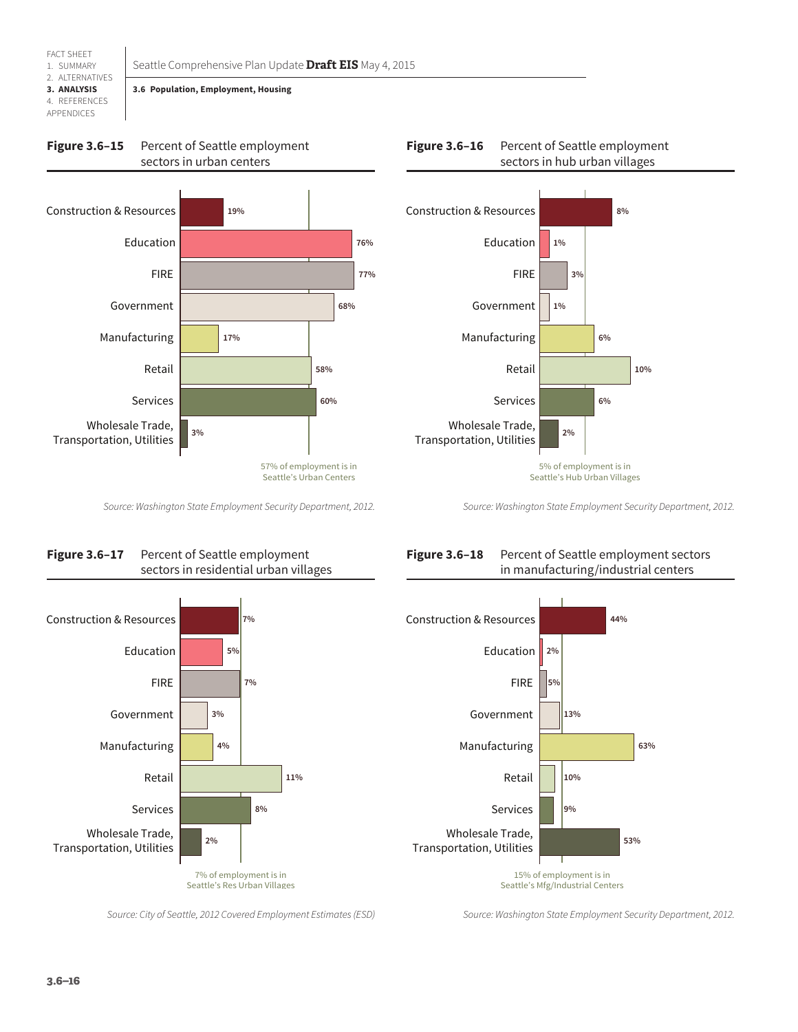### 3.6 Population, Employment, Housing

**Figure 3.6–15** Percent of Seattle employment sectors in urban centers

| Sector | Percent |
|---|---|
| Construction & Resources | 19% |
| Education | 76% |
| FIRE | 77% |
| Government | 68% |
| Manufacturing | 17% |
| Retail | 58% |
| Services | 60% |
| Wholesale Trade, Transportation, Utilities | 3% |

57% of employment is in Seattle's Urban Centers

*Source: Washington State Employment Security Department, 2012.*

**Figure 3.6–16** Percent of Seattle employment sectors in hub urban villages

| Sector | Percent |
|---|---|
| Construction & Resources | 8% |
| Education | 1% |
| FIRE | 3% |
| Government | 1% |
| Manufacturing | 6% |
| Retail | 10% |
| Services | 6% |
| Wholesale Trade, Transportation, Utilities | 2% |

5% of employment is in Seattle's Hub Urban Villages

*Source: Washington State Employment Security Department, 2012.*

**Figure 3.6–17** Percent of Seattle employment sectors in residential urban villages

| Sector | Percent |
|---|---|
| Construction & Resources | 7% |
| Education | 5% |
| FIRE | 7% |
| Government | 3% |
| Manufacturing | 4% |
| Retail | 11% |
| Services | 8% |
| Wholesale Trade, Transportation, Utilities | 2% |

7% of employment is in Seattle's Res Urban Villages

*Source: City of Seattle, 2012 Covered Employment Estimates (ESD)*

**Figure 3.6–18** Percent of Seattle employment sectors in manufacturing/industrial centers

| Sector | Percent |
|---|---|
| Construction & Resources | 44% |
| Education | 2% |
| FIRE | 5% |
| Government | 13% |
| Manufacturing | 63% |
| Retail | 10% |
| Services | 9% |
| Wholesale Trade, Transportation, Utilities | 53% |

15% of employment is in Seattle's Mfg/Industrial Centers

*Source: Washington State Employment Security Department, 2012.*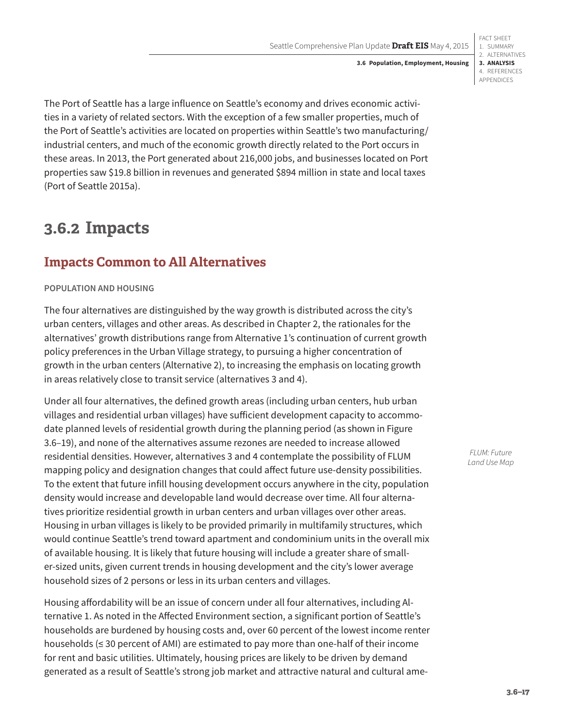The Port of Seattle has a large influence on Seattle's economy and drives economic activities in a variety of related sectors. With the exception of a few smaller properties, much of the Port of Seattle's activities are located on properties within Seattle's two manufacturing/industrial centers, and much of the economic growth directly related to the Port occurs in these areas. In 2013, the Port generated about 216,000 jobs, and businesses located on Port properties saw $19.8 billion in revenues and generated $894 million in state and local taxes (Port of Seattle 2015a).

## 3.6.2 Impacts

### Impacts Common to All Alternatives

#### POPULATION AND HOUSING

The four alternatives are distinguished by the way growth is distributed across the city's urban centers, villages and other areas. As described in Chapter 2, the rationales for the alternatives' growth distributions range from Alternative 1's continuation of current growth policy preferences in the Urban Village strategy, to pursuing a higher concentration of growth in the urban centers (Alternative 2), to increasing the emphasis on locating growth in areas relatively close to transit service (alternatives 3 and 4).

Under all four alternatives, the defined growth areas (including urban centers, hub urban villages and residential urban villages) have sufficient development capacity to accommodate planned levels of residential growth during the planning period (as shown in Figure 3.6–19), and none of the alternatives assume rezones are needed to increase allowed residential densities. However, alternatives 3 and 4 contemplate the possibility of FLUM mapping policy and designation changes that could affect future use-density possibilities. To the extent that future infill housing development occurs anywhere in the city, population density would increase and developable land would decrease over time. All four alternatives prioritize residential growth in urban centers and urban villages over other areas. Housing in urban villages is likely to be provided primarily in multifamily structures, which would continue Seattle's trend toward apartment and condominium units in the overall mix of available housing. It is likely that future housing will include a greater share of smaller-sized units, given current trends in housing development and the city's lower average household sizes of 2 persons or less in its urban centers and villages.

*FLUM: Future Land Use Map*

Housing affordability will be an issue of concern under all four alternatives, including Alternative 1. As noted in the Affected Environment section, a significant portion of Seattle's households are burdened by housing costs and, over 60 percent of the lowest income renter households (≤ 30 percent of AMI) are estimated to pay more than one-half of their income for rent and basic utilities. Ultimately, housing prices are likely to be driven by demand generated as a result of Seattle's strong job market and attractive natural and cultural ame-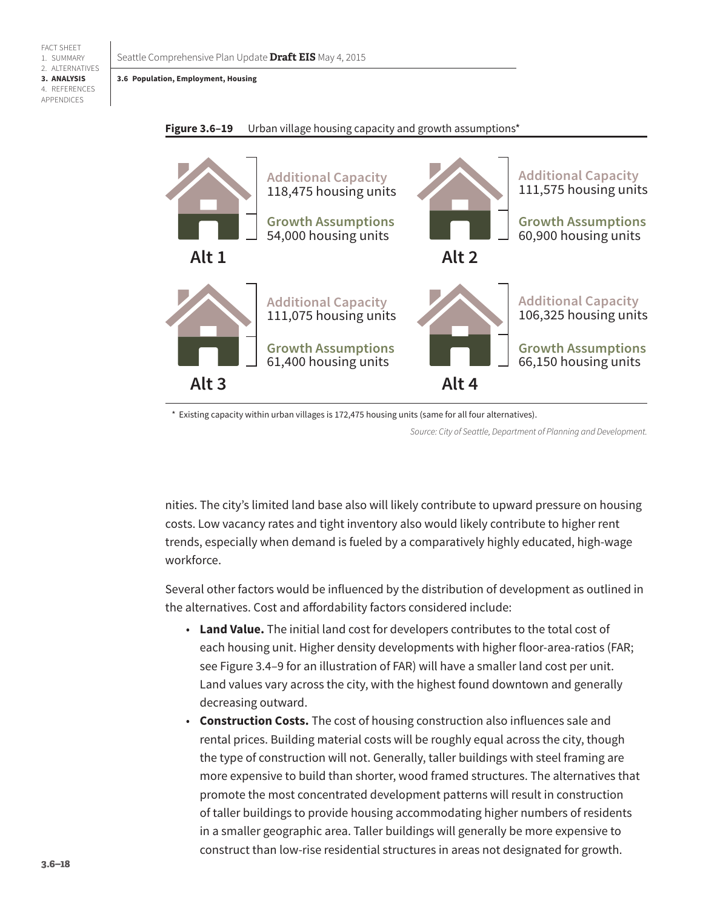**Figure 3.6–19** Urban village housing capacity and growth assumptions*

**Alt 1**
Additional Capacity
118,475 housing units
Growth Assumptions
54,000 housing units

**Alt 2**
Additional Capacity
111,575 housing units
Growth Assumptions
60,900 housing units

**Alt 3**
Additional Capacity
111,075 housing units
Growth Assumptions
61,400 housing units

**Alt 4**
Additional Capacity
106,325 housing units
Growth Assumptions
66,150 housing units

* Existing capacity within urban villages is 172,475 housing units (same for all four alternatives).

*Source: City of Seattle, Department of Planning and Development.*

nities. The city's limited land base also will likely contribute to upward pressure on housing costs. Low vacancy rates and tight inventory also would likely contribute to higher rent trends, especially when demand is fueled by a comparatively highly educated, high-wage workforce.

Several other factors would be influenced by the distribution of development as outlined in the alternatives. Cost and affordability factors considered include:

- **Land Value.** The initial land cost for developers contributes to the total cost of each housing unit. Higher density developments with higher floor-area-ratios (FAR; see Figure 3.4–9 for an illustration of FAR) will have a smaller land cost per unit. Land values vary across the city, with the highest found downtown and generally decreasing outward.
- **Construction Costs.** The cost of housing construction also influences sale and rental prices. Building material costs will be roughly equal across the city, though the type of construction will not. Generally, taller buildings with steel framing are more expensive to build than shorter, wood framed structures. The alternatives that promote the most concentrated development patterns will result in construction of taller buildings to provide housing accommodating higher numbers of residents in a smaller geographic area. Taller buildings will generally be more expensive to construct than low-rise residential structures in areas not designated for growth.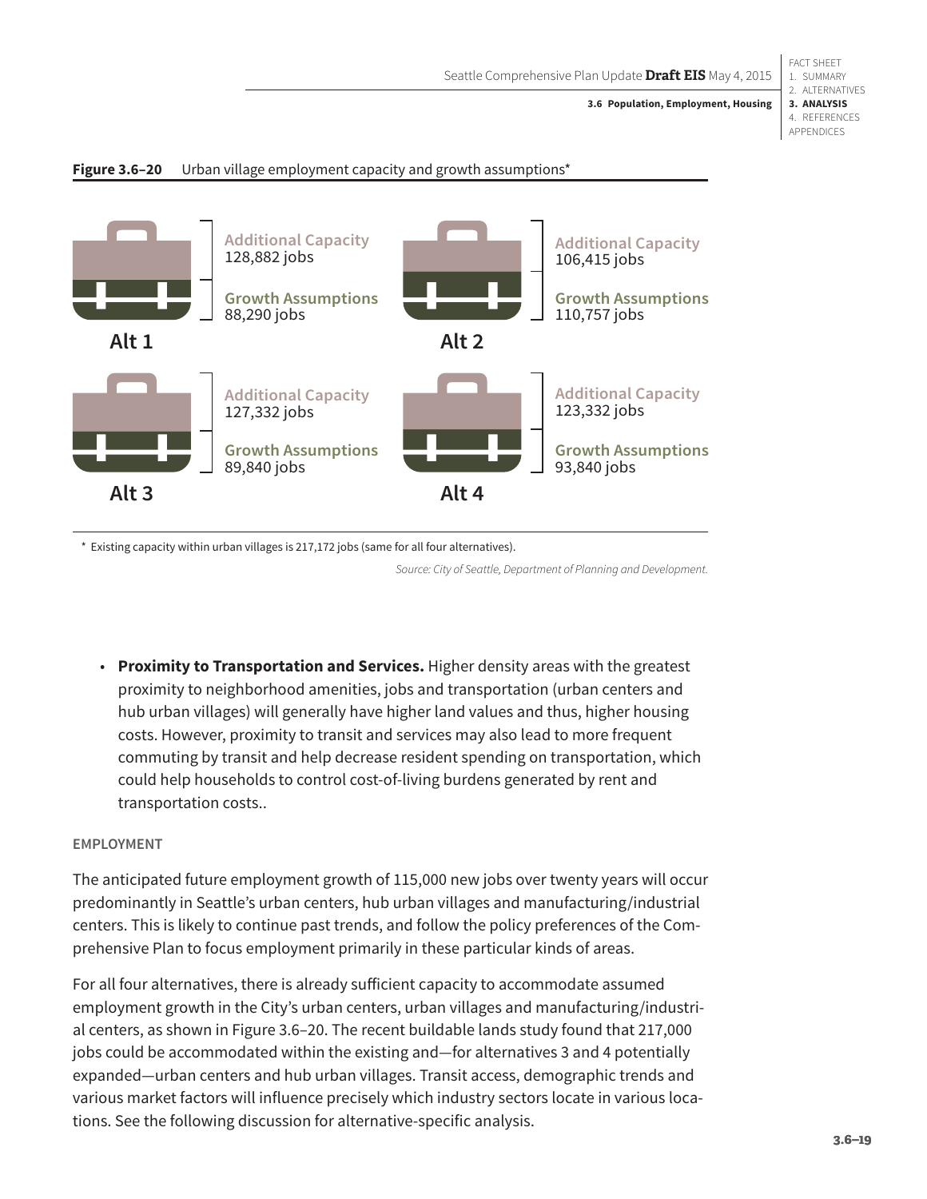**Figure 3.6–20** Urban village employment capacity and growth assumptions*

**Alt 1**
- Additional Capacity: 128,882 jobs
- Growth Assumptions: 88,290 jobs

**Alt 2**
- Additional Capacity: 106,415 jobs
- Growth Assumptions: 110,757 jobs

**Alt 3**
- Additional Capacity: 127,332 jobs
- Growth Assumptions: 89,840 jobs

**Alt 4**
- Additional Capacity: 123,332 jobs
- Growth Assumptions: 93,840 jobs

\* Existing capacity within urban villages is 217,172 jobs (same for all four alternatives).

*Source: City of Seattle, Department of Planning and Development.*

- **Proximity to Transportation and Services.** Higher density areas with the greatest proximity to neighborhood amenities, jobs and transportation (urban centers and hub urban villages) will generally have higher land values and thus, higher housing costs. However, proximity to transit and services may also lead to more frequent commuting by transit and help decrease resident spending on transportation, which could help households to control cost-of-living burdens generated by rent and transportation costs..

#### EMPLOYMENT

The anticipated future employment growth of 115,000 new jobs over twenty years will occur predominantly in Seattle's urban centers, hub urban villages and manufacturing/industrial centers. This is likely to continue past trends, and follow the policy preferences of the Comprehensive Plan to focus employment primarily in these particular kinds of areas.

For all four alternatives, there is already sufficient capacity to accommodate assumed employment growth in the City's urban centers, urban villages and manufacturing/industrial centers, as shown in Figure 3.6–20. The recent buildable lands study found that 217,000 jobs could be accommodated within the existing and—for alternatives 3 and 4 potentially expanded—urban centers and hub urban villages. Transit access, demographic trends and various market factors will influence precisely which industry sectors locate in various locations. See the following discussion for alternative-specific analysis.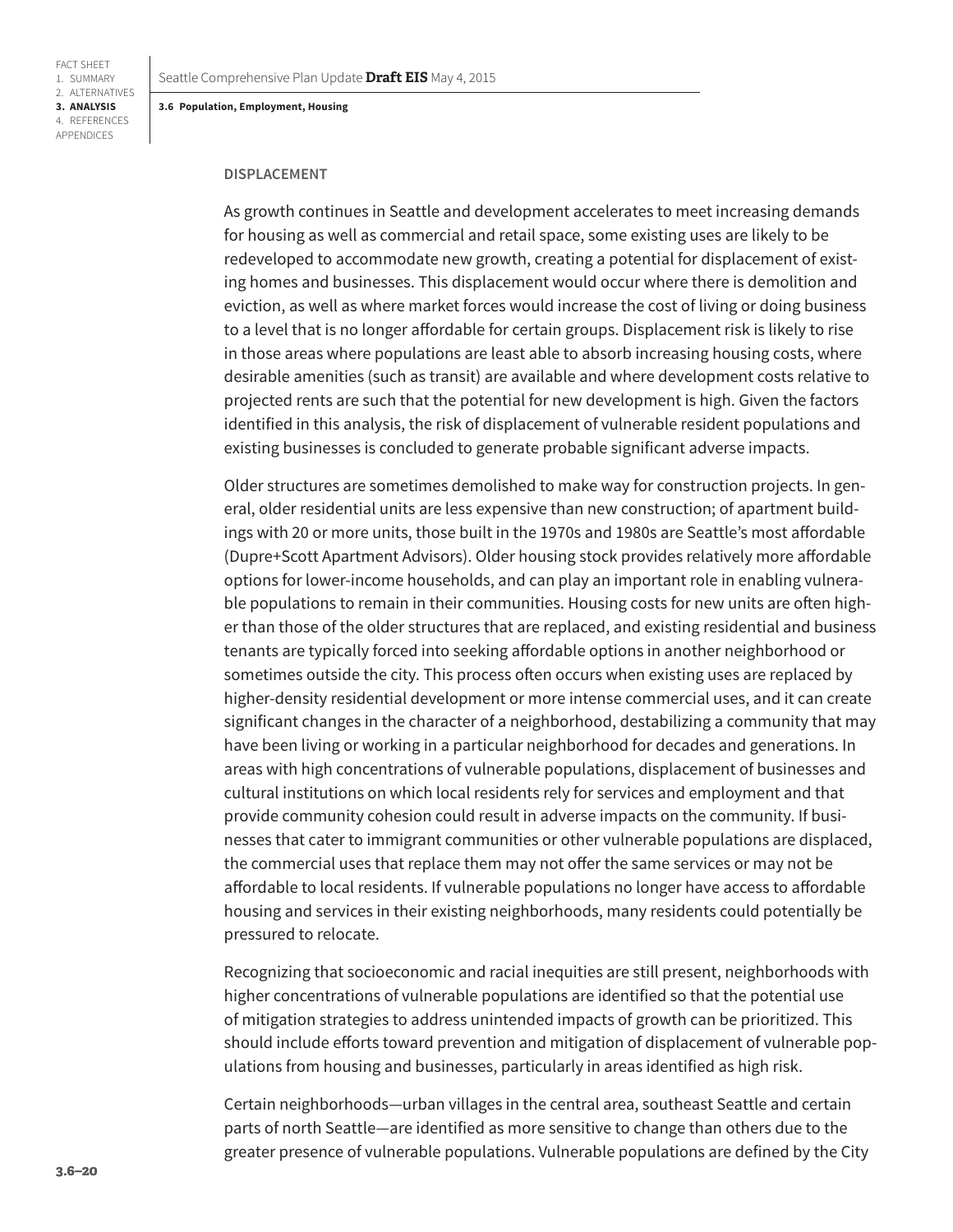### DISPLACEMENT

As growth continues in Seattle and development accelerates to meet increasing demands for housing as well as commercial and retail space, some existing uses are likely to be redeveloped to accommodate new growth, creating a potential for displacement of existing homes and businesses. This displacement would occur where there is demolition and eviction, as well as where market forces would increase the cost of living or doing business to a level that is no longer affordable for certain groups. Displacement risk is likely to rise in those areas where populations are least able to absorb increasing housing costs, where desirable amenities (such as transit) are available and where development costs relative to projected rents are such that the potential for new development is high. Given the factors identified in this analysis, the risk of displacement of vulnerable resident populations and existing businesses is concluded to generate probable significant adverse impacts.

Older structures are sometimes demolished to make way for construction projects. In general, older residential units are less expensive than new construction; of apartment buildings with 20 or more units, those built in the 1970s and 1980s are Seattle's most affordable (Dupre+Scott Apartment Advisors). Older housing stock provides relatively more affordable options for lower-income households, and can play an important role in enabling vulnerable populations to remain in their communities. Housing costs for new units are often higher than those of the older structures that are replaced, and existing residential and business tenants are typically forced into seeking affordable options in another neighborhood or sometimes outside the city. This process often occurs when existing uses are replaced by higher-density residential development or more intense commercial uses, and it can create significant changes in the character of a neighborhood, destabilizing a community that may have been living or working in a particular neighborhood for decades and generations. In areas with high concentrations of vulnerable populations, displacement of businesses and cultural institutions on which local residents rely for services and employment and that provide community cohesion could result in adverse impacts on the community. If businesses that cater to immigrant communities or other vulnerable populations are displaced, the commercial uses that replace them may not offer the same services or may not be affordable to local residents. If vulnerable populations no longer have access to affordable housing and services in their existing neighborhoods, many residents could potentially be pressured to relocate.

Recognizing that socioeconomic and racial inequities are still present, neighborhoods with higher concentrations of vulnerable populations are identified so that the potential use of mitigation strategies to address unintended impacts of growth can be prioritized. This should include efforts toward prevention and mitigation of displacement of vulnerable populations from housing and businesses, particularly in areas identified as high risk.

Certain neighborhoods—urban villages in the central area, southeast Seattle and certain parts of north Seattle—are identified as more sensitive to change than others due to the greater presence of vulnerable populations. Vulnerable populations are defined by the City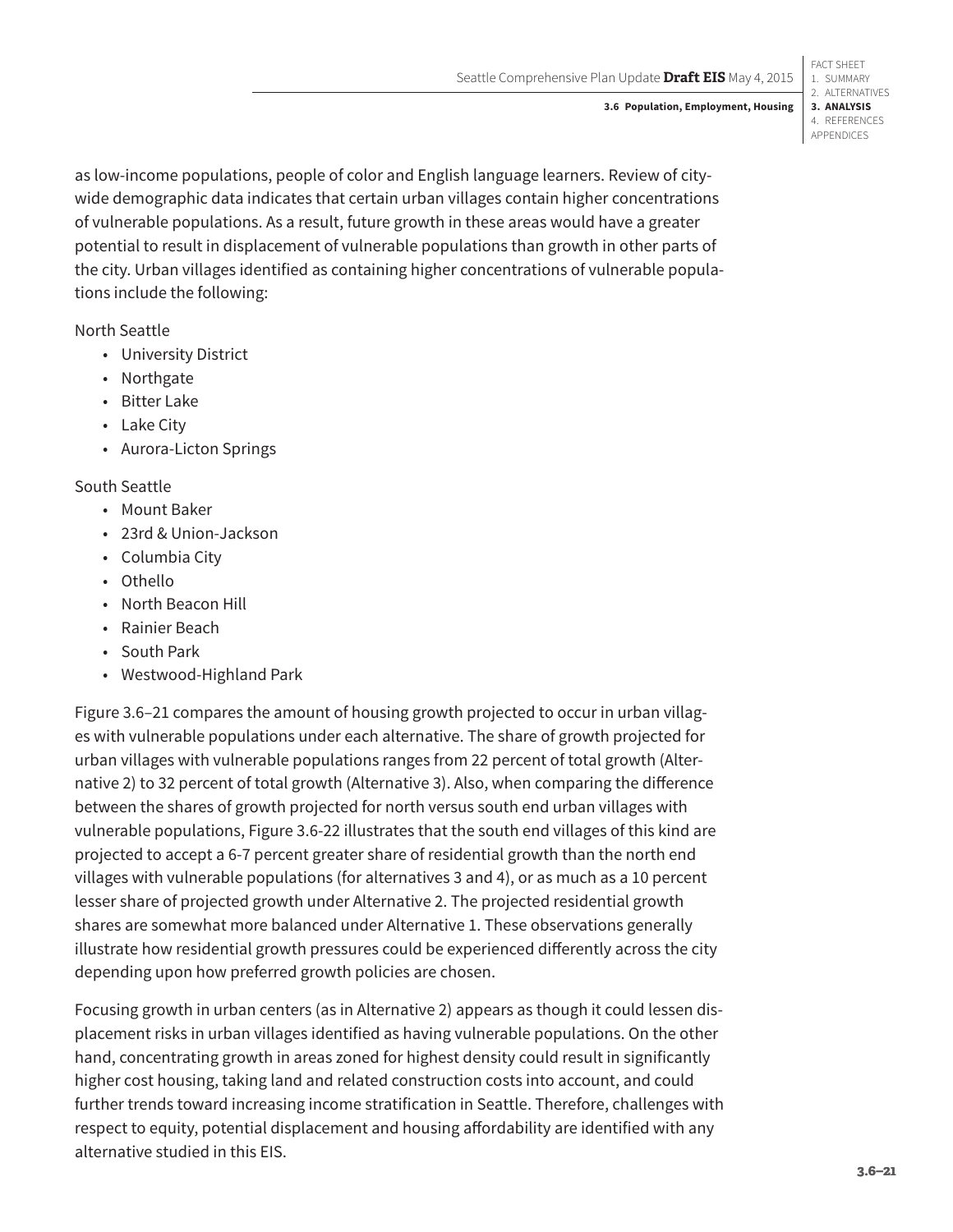as low-income populations, people of color and English language learners. Review of city-wide demographic data indicates that certain urban villages contain higher concentrations of vulnerable populations. As a result, future growth in these areas would have a greater potential to result in displacement of vulnerable populations than growth in other parts of the city. Urban villages identified as containing higher concentrations of vulnerable populations include the following:

North Seattle

- University District
- Northgate
- Bitter Lake
- Lake City
- Aurora-Licton Springs

South Seattle

- Mount Baker
- 23rd & Union-Jackson
- Columbia City
- Othello
- North Beacon Hill
- Rainier Beach
- South Park
- Westwood-Highland Park

Figure 3.6–21 compares the amount of housing growth projected to occur in urban villages with vulnerable populations under each alternative. The share of growth projected for urban villages with vulnerable populations ranges from 22 percent of total growth (Alternative 2) to 32 percent of total growth (Alternative 3). Also, when comparing the difference between the shares of growth projected for north versus south end urban villages with vulnerable populations, Figure 3.6-22 illustrates that the south end villages of this kind are projected to accept a 6-7 percent greater share of residential growth than the north end villages with vulnerable populations (for alternatives 3 and 4), or as much as a 10 percent lesser share of projected growth under Alternative 2. The projected residential growth shares are somewhat more balanced under Alternative 1. These observations generally illustrate how residential growth pressures could be experienced differently across the city depending upon how preferred growth policies are chosen.

Focusing growth in urban centers (as in Alternative 2) appears as though it could lessen displacement risks in urban villages identified as having vulnerable populations. On the other hand, concentrating growth in areas zoned for highest density could result in significantly higher cost housing, taking land and related construction costs into account, and could further trends toward increasing income stratification in Seattle. Therefore, challenges with respect to equity, potential displacement and housing affordability are identified with any alternative studied in this EIS.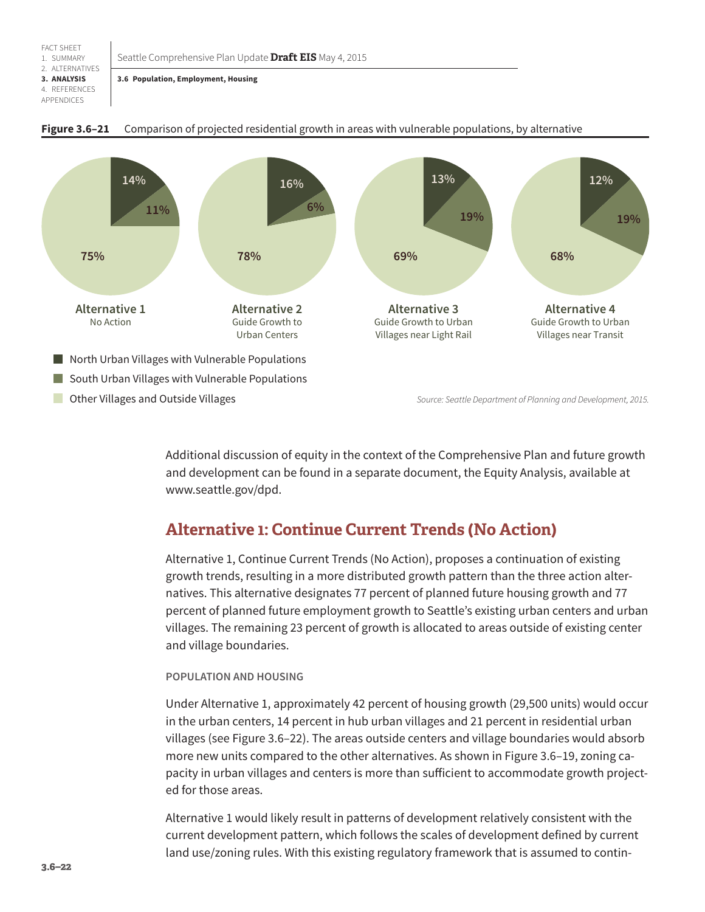**Figure 3.6–21** Comparison of projected residential growth in areas with vulnerable populations, by alternative

| | North Urban Villages with Vulnerable Populations | South Urban Villages with Vulnerable Populations | Other Villages and Outside Villages |
|---|---|---|---|
| Alternative 1 No Action | 14% | 11% | 75% |
| Alternative 2 Guide Growth to Urban Centers | 16% | 6% | 78% |
| Alternative 3 Guide Growth to Urban Villages near Light Rail | 13% | 19% | 69% |
| Alternative 4 Guide Growth to Urban Villages near Transit | 12% | 19% | 68% |

*Source: Seattle Department of Planning and Development, 2015.*

Additional discussion of equity in the context of the Comprehensive Plan and future growth and development can be found in a separate document, the Equity Analysis, available at www.seattle.gov/dpd.

## Alternative 1: Continue Current Trends (No Action)

Alternative 1, Continue Current Trends (No Action), proposes a continuation of existing growth trends, resulting in a more distributed growth pattern than the three action alternatives. This alternative designates 77 percent of planned future housing growth and 77 percent of planned future employment growth to Seattle's existing urban centers and urban villages. The remaining 23 percent of growth is allocated to areas outside of existing center and village boundaries.

#### POPULATION AND HOUSING

Under Alternative 1, approximately 42 percent of housing growth (29,500 units) would occur in the urban centers, 14 percent in hub urban villages and 21 percent in residential urban villages (see Figure 3.6–22). The areas outside centers and village boundaries would absorb more new units compared to the other alternatives. As shown in Figure 3.6–19, zoning capacity in urban villages and centers is more than sufficient to accommodate growth projected for those areas.

Alternative 1 would likely result in patterns of development relatively consistent with the current development pattern, which follows the scales of development defined by current land use/zoning rules. With this existing regulatory framework that is assumed to contin-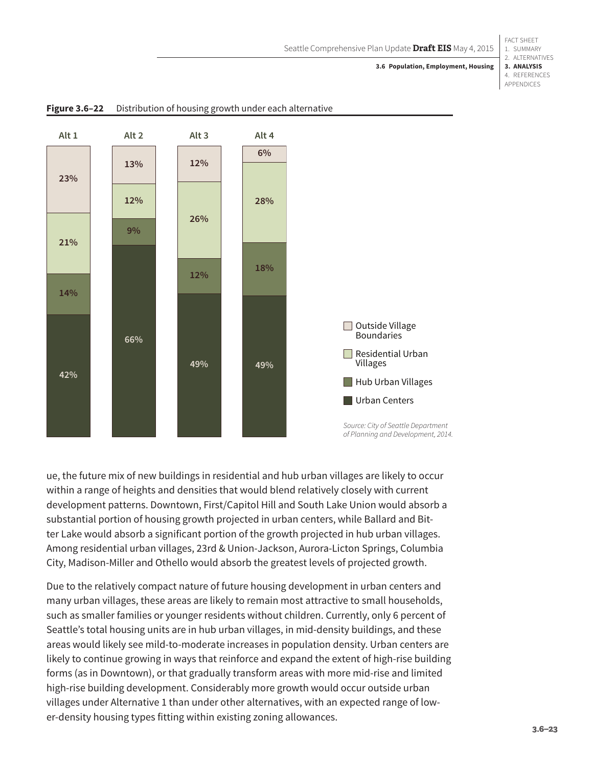**Figure 3.6–22** Distribution of housing growth under each alternative

| | Alt 1 | Alt 2 | Alt 3 | Alt 4 |
|---|---|---|---|---|
| Outside Village Boundaries | 23% | 13% | 12% | 6% |
| Residential Urban Villages | 21% | 12% | 26% | 28% |
| Hub Urban Villages | 14% | 9% | 12% | 18% |
| Urban Centers | 42% | 66% | 49% | 49% |

*Source: City of Seattle Department of Planning and Development, 2014.*

ue, the future mix of new buildings in residential and hub urban villages are likely to occur within a range of heights and densities that would blend relatively closely with current development patterns. Downtown, First/Capitol Hill and South Lake Union would absorb a substantial portion of housing growth projected in urban centers, while Ballard and Bitter Lake would absorb a significant portion of the growth projected in hub urban villages. Among residential urban villages, 23rd & Union-Jackson, Aurora-Licton Springs, Columbia City, Madison-Miller and Othello would absorb the greatest levels of projected growth.

Due to the relatively compact nature of future housing development in urban centers and many urban villages, these areas are likely to remain most attractive to small households, such as smaller families or younger residents without children. Currently, only 6 percent of Seattle's total housing units are in hub urban villages, in mid-density buildings, and these areas would likely see mild-to-moderate increases in population density. Urban centers are likely to continue growing in ways that reinforce and expand the extent of high-rise building forms (as in Downtown), or that gradually transform areas with more mid-rise and limited high-rise building development. Considerably more growth would occur outside urban villages under Alternative 1 than under other alternatives, with an expected range of lower-density housing types fitting within existing zoning allowances.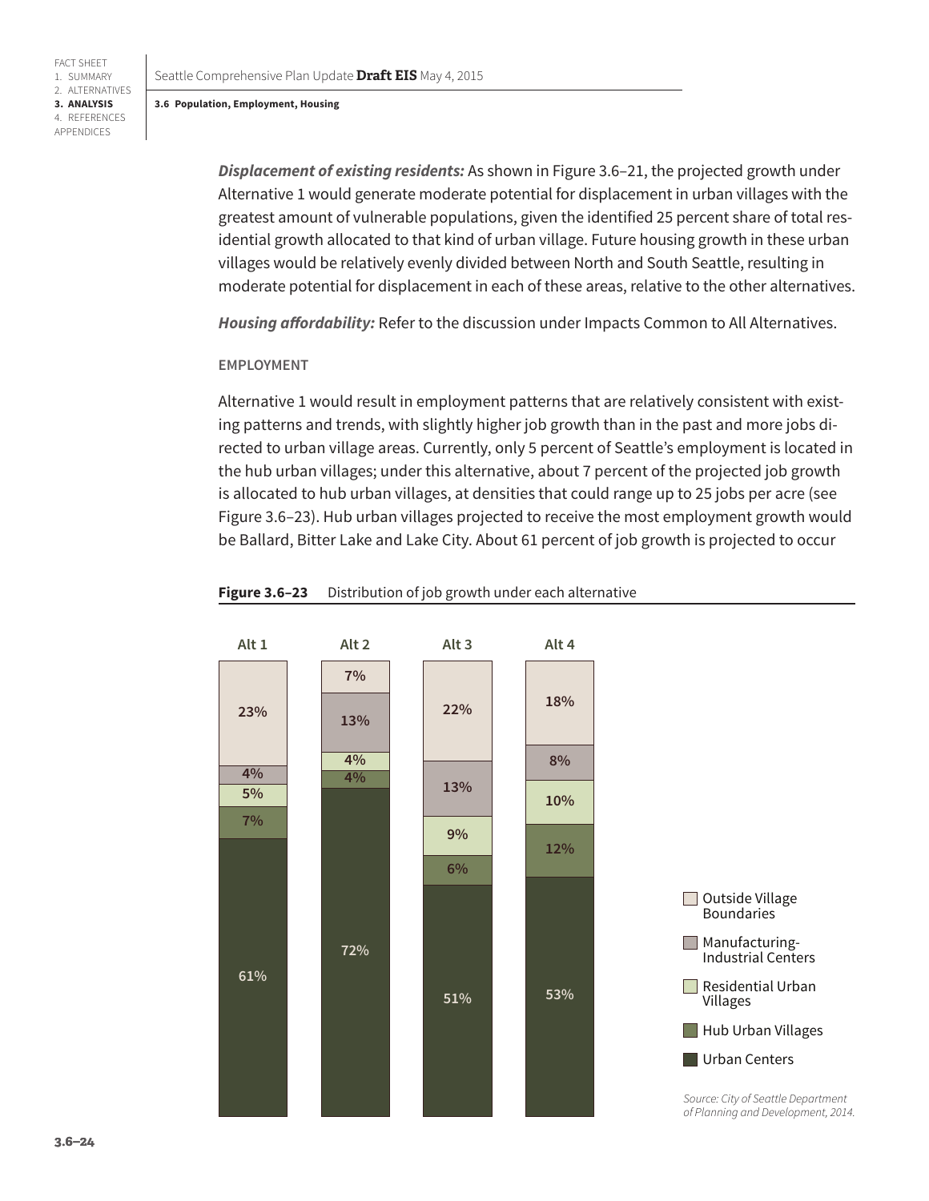***Displacement of existing residents:*** As shown in Figure 3.6–21, the projected growth under Alternative 1 would generate moderate potential for displacement in urban villages with the greatest amount of vulnerable populations, given the identified 25 percent share of total residential growth allocated to that kind of urban village. Future housing growth in these urban villages would be relatively evenly divided between North and South Seattle, resulting in moderate potential for displacement in each of these areas, relative to the other alternatives.

***Housing affordability:*** Refer to the discussion under Impacts Common to All Alternatives.

#### EMPLOYMENT

Alternative 1 would result in employment patterns that are relatively consistent with existing patterns and trends, with slightly higher job growth than in the past and more jobs directed to urban village areas. Currently, only 5 percent of Seattle's employment is located in the hub urban villages; under this alternative, about 7 percent of the projected job growth is allocated to hub urban villages, at densities that could range up to 25 jobs per acre (see Figure 3.6–23). Hub urban villages projected to receive the most employment growth would be Ballard, Bitter Lake and Lake City. About 61 percent of job growth is projected to occur

**Figure 3.6–23** Distribution of job growth under each alternative

| | Alt 1 | Alt 2 | Alt 3 | Alt 4 |
|---|---|---|---|---|
| Outside Village Boundaries | 23% | 7% | 22% | 18% |
| Manufacturing-Industrial Centers | 4% | 13% | 13% | 8% |
| Residential Urban Villages | 5% | 4% | 9% | 10% |
| Hub Urban Villages | 7% | 4% | 6% | 12% |
| Urban Centers | 61% | 72% | 51% | 53% |

*Source: City of Seattle Department of Planning and Development, 2014.*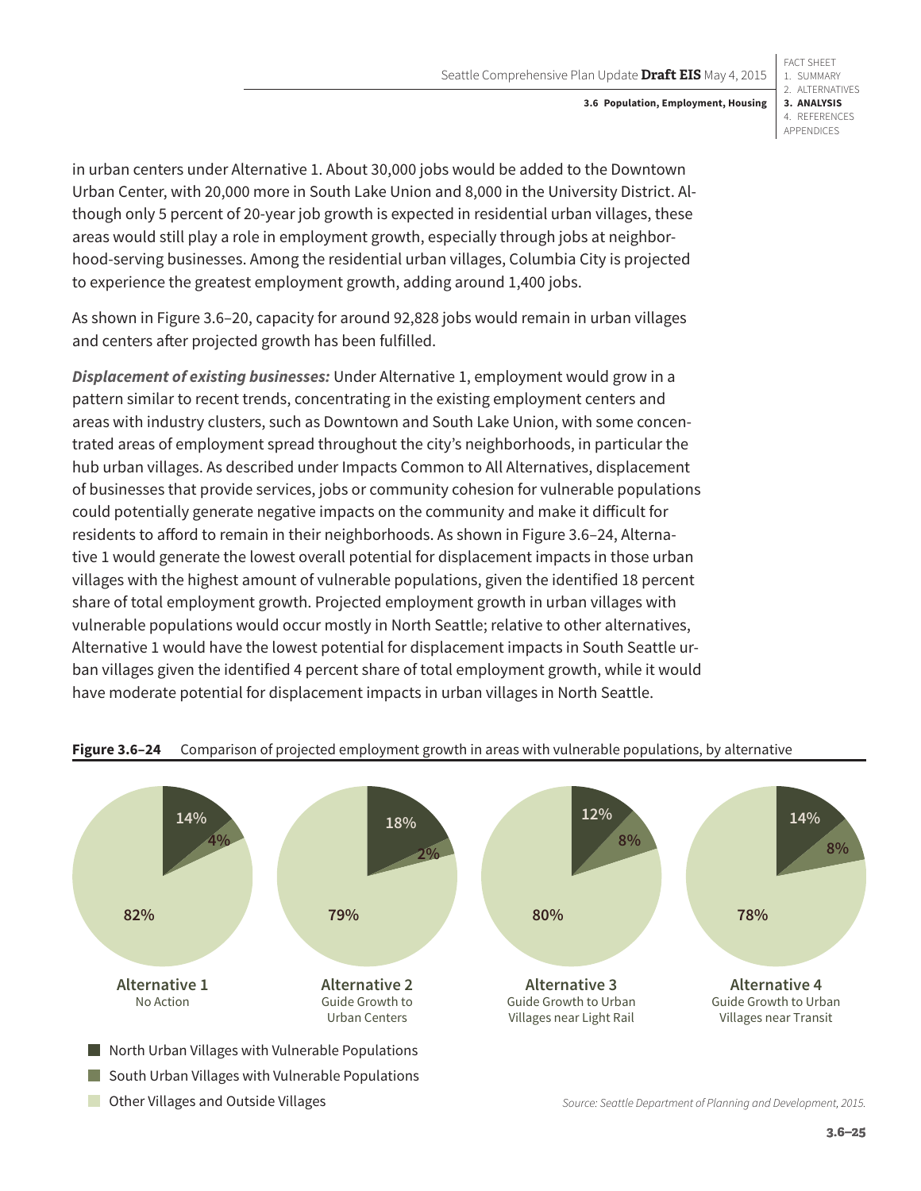in urban centers under Alternative 1. About 30,000 jobs would be added to the Downtown Urban Center, with 20,000 more in South Lake Union and 8,000 in the University District. Although only 5 percent of 20-year job growth is expected in residential urban villages, these areas would still play a role in employment growth, especially through jobs at neighborhood-serving businesses. Among the residential urban villages, Columbia City is projected to experience the greatest employment growth, adding around 1,400 jobs.

As shown in Figure 3.6–20, capacity for around 92,828 jobs would remain in urban villages and centers after projected growth has been fulfilled.

***Displacement of existing businesses:*** Under Alternative 1, employment would grow in a pattern similar to recent trends, concentrating in the existing employment centers and areas with industry clusters, such as Downtown and South Lake Union, with some concentrated areas of employment spread throughout the city's neighborhoods, in particular the hub urban villages. As described under Impacts Common to All Alternatives, displacement of businesses that provide services, jobs or community cohesion for vulnerable populations could potentially generate negative impacts on the community and make it difficult for residents to afford to remain in their neighborhoods. As shown in Figure 3.6–24, Alternative 1 would generate the lowest overall potential for displacement impacts in those urban villages with the highest amount of vulnerable populations, given the identified 18 percent share of total employment growth. Projected employment growth in urban villages with vulnerable populations would occur mostly in North Seattle; relative to other alternatives, Alternative 1 would have the lowest potential for displacement impacts in South Seattle urban villages given the identified 4 percent share of total employment growth, while it would have moderate potential for displacement impacts in urban villages in North Seattle.

**Figure 3.6–24** Comparison of projected employment growth in areas with vulnerable populations, by alternative

| | Alternative 1 No Action | Alternative 2 Guide Growth to Urban Centers | Alternative 3 Guide Growth to Urban Villages near Light Rail | Alternative 4 Guide Growth to Urban Villages near Transit |
|---|---|---|---|---|
| North Urban Villages with Vulnerable Populations | 14% | 18% | 12% | 14% |
| South Urban Villages with Vulnerable Populations | 4% | 2% | 8% | 8% |
| Other Villages and Outside Villages | 82% | 79% | 80% | 78% |

*Source: Seattle Department of Planning and Development, 2015.*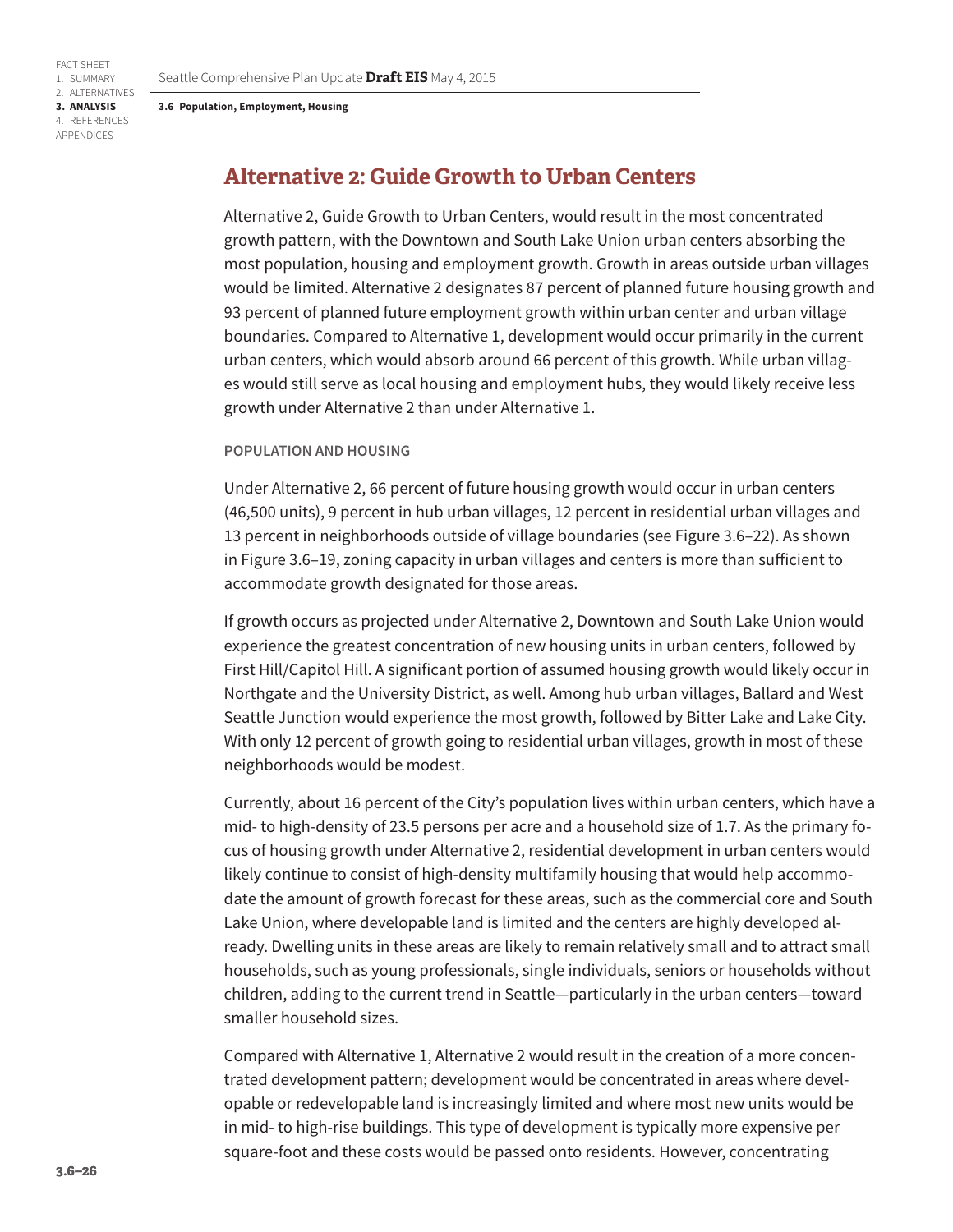## Alternative 2: Guide Growth to Urban Centers

Alternative 2, Guide Growth to Urban Centers, would result in the most concentrated growth pattern, with the Downtown and South Lake Union urban centers absorbing the most population, housing and employment growth. Growth in areas outside urban villages would be limited. Alternative 2 designates 87 percent of planned future housing growth and 93 percent of planned future employment growth within urban center and urban village boundaries. Compared to Alternative 1, development would occur primarily in the current urban centers, which would absorb around 66 percent of this growth. While urban villages would still serve as local housing and employment hubs, they would likely receive less growth under Alternative 2 than under Alternative 1.

### POPULATION AND HOUSING

Under Alternative 2, 66 percent of future housing growth would occur in urban centers (46,500 units), 9 percent in hub urban villages, 12 percent in residential urban villages and 13 percent in neighborhoods outside of village boundaries (see Figure 3.6–22). As shown in Figure 3.6–19, zoning capacity in urban villages and centers is more than sufficient to accommodate growth designated for those areas.

If growth occurs as projected under Alternative 2, Downtown and South Lake Union would experience the greatest concentration of new housing units in urban centers, followed by First Hill/Capitol Hill. A significant portion of assumed housing growth would likely occur in Northgate and the University District, as well. Among hub urban villages, Ballard and West Seattle Junction would experience the most growth, followed by Bitter Lake and Lake City. With only 12 percent of growth going to residential urban villages, growth in most of these neighborhoods would be modest.

Currently, about 16 percent of the City's population lives within urban centers, which have a mid- to high-density of 23.5 persons per acre and a household size of 1.7. As the primary focus of housing growth under Alternative 2, residential development in urban centers would likely continue to consist of high-density multifamily housing that would help accommodate the amount of growth forecast for these areas, such as the commercial core and South Lake Union, where developable land is limited and the centers are highly developed already. Dwelling units in these areas are likely to remain relatively small and to attract small households, such as young professionals, single individuals, seniors or households without children, adding to the current trend in Seattle—particularly in the urban centers—toward smaller household sizes.

Compared with Alternative 1, Alternative 2 would result in the creation of a more concentrated development pattern; development would be concentrated in areas where developable or redevelopable land is increasingly limited and where most new units would be in mid- to high-rise buildings. This type of development is typically more expensive per square-foot and these costs would be passed onto residents. However, concentrating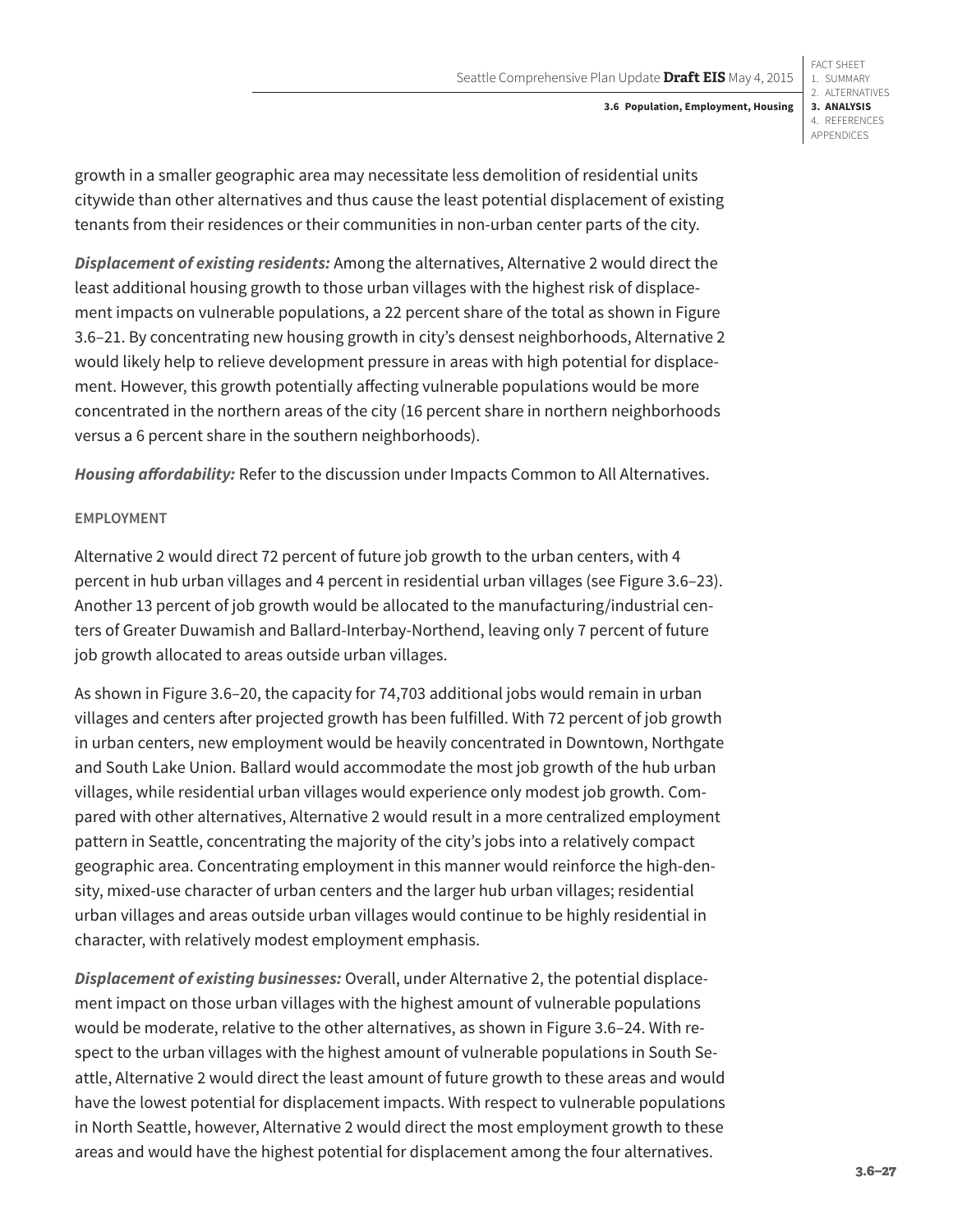growth in a smaller geographic area may necessitate less demolition of residential units citywide than other alternatives and thus cause the least potential displacement of existing tenants from their residences or their communities in non-urban center parts of the city.

***Displacement of existing residents:*** Among the alternatives, Alternative 2 would direct the least additional housing growth to those urban villages with the highest risk of displacement impacts on vulnerable populations, a 22 percent share of the total as shown in Figure 3.6–21. By concentrating new housing growth in city's densest neighborhoods, Alternative 2 would likely help to relieve development pressure in areas with high potential for displacement. However, this growth potentially affecting vulnerable populations would be more concentrated in the northern areas of the city (16 percent share in northern neighborhoods versus a 6 percent share in the southern neighborhoods).

***Housing affordability:*** Refer to the discussion under Impacts Common to All Alternatives.

#### EMPLOYMENT

Alternative 2 would direct 72 percent of future job growth to the urban centers, with 4 percent in hub urban villages and 4 percent in residential urban villages (see Figure 3.6–23). Another 13 percent of job growth would be allocated to the manufacturing/industrial centers of Greater Duwamish and Ballard-Interbay-Northend, leaving only 7 percent of future job growth allocated to areas outside urban villages.

As shown in Figure 3.6–20, the capacity for 74,703 additional jobs would remain in urban villages and centers after projected growth has been fulfilled. With 72 percent of job growth in urban centers, new employment would be heavily concentrated in Downtown, Northgate and South Lake Union. Ballard would accommodate the most job growth of the hub urban villages, while residential urban villages would experience only modest job growth. Compared with other alternatives, Alternative 2 would result in a more centralized employment pattern in Seattle, concentrating the majority of the city's jobs into a relatively compact geographic area. Concentrating employment in this manner would reinforce the high-density, mixed-use character of urban centers and the larger hub urban villages; residential urban villages and areas outside urban villages would continue to be highly residential in character, with relatively modest employment emphasis.

***Displacement of existing businesses:*** Overall, under Alternative 2, the potential displacement impact on those urban villages with the highest amount of vulnerable populations would be moderate, relative to the other alternatives, as shown in Figure 3.6–24. With respect to the urban villages with the highest amount of vulnerable populations in South Seattle, Alternative 2 would direct the least amount of future growth to these areas and would have the lowest potential for displacement impacts. With respect to vulnerable populations in North Seattle, however, Alternative 2 would direct the most employment growth to these areas and would have the highest potential for displacement among the four alternatives.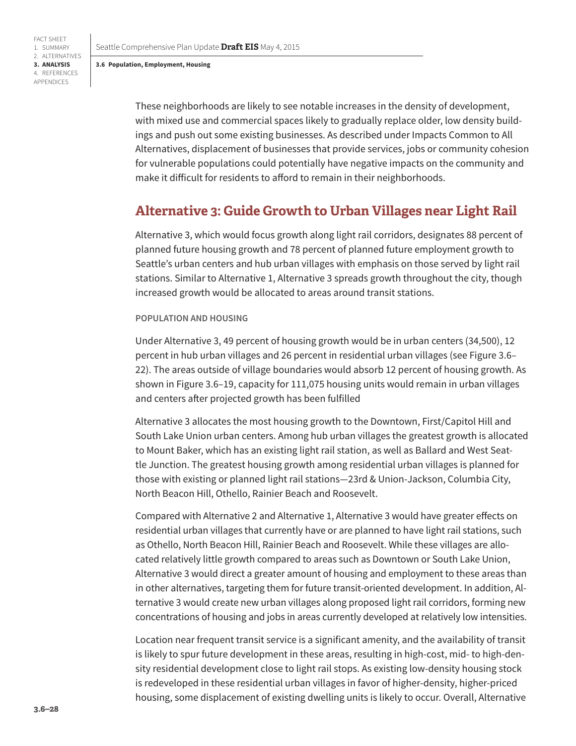These neighborhoods are likely to see notable increases in the density of development, with mixed use and commercial spaces likely to gradually replace older, low density buildings and push out some existing businesses. As described under Impacts Common to All Alternatives, displacement of businesses that provide services, jobs or community cohesion for vulnerable populations could potentially have negative impacts on the community and make it difficult for residents to afford to remain in their neighborhoods.

## Alternative 3: Guide Growth to Urban Villages near Light Rail

Alternative 3, which would focus growth along light rail corridors, designates 88 percent of planned future housing growth and 78 percent of planned future employment growth to Seattle's urban centers and hub urban villages with emphasis on those served by light rail stations. Similar to Alternative 1, Alternative 3 spreads growth throughout the city, though increased growth would be allocated to areas around transit stations.

#### POPULATION AND HOUSING

Under Alternative 3, 49 percent of housing growth would be in urban centers (34,500), 12 percent in hub urban villages and 26 percent in residential urban villages (see Figure 3.6–22). The areas outside of village boundaries would absorb 12 percent of housing growth. As shown in Figure 3.6–19, capacity for 111,075 housing units would remain in urban villages and centers after projected growth has been fulfilled

Alternative 3 allocates the most housing growth to the Downtown, First/Capitol Hill and South Lake Union urban centers. Among hub urban villages the greatest growth is allocated to Mount Baker, which has an existing light rail station, as well as Ballard and West Seattle Junction. The greatest housing growth among residential urban villages is planned for those with existing or planned light rail stations—23rd & Union-Jackson, Columbia City, North Beacon Hill, Othello, Rainier Beach and Roosevelt.

Compared with Alternative 2 and Alternative 1, Alternative 3 would have greater effects on residential urban villages that currently have or are planned to have light rail stations, such as Othello, North Beacon Hill, Rainier Beach and Roosevelt. While these villages are allocated relatively little growth compared to areas such as Downtown or South Lake Union, Alternative 3 would direct a greater amount of housing and employment to these areas than in other alternatives, targeting them for future transit-oriented development. In addition, Alternative 3 would create new urban villages along proposed light rail corridors, forming new concentrations of housing and jobs in areas currently developed at relatively low intensities.

Location near frequent transit service is a significant amenity, and the availability of transit is likely to spur future development in these areas, resulting in high-cost, mid- to high-density residential development close to light rail stops. As existing low-density housing stock is redeveloped in these residential urban villages in favor of higher-density, higher-priced housing, some displacement of existing dwelling units is likely to occur. Overall, Alternative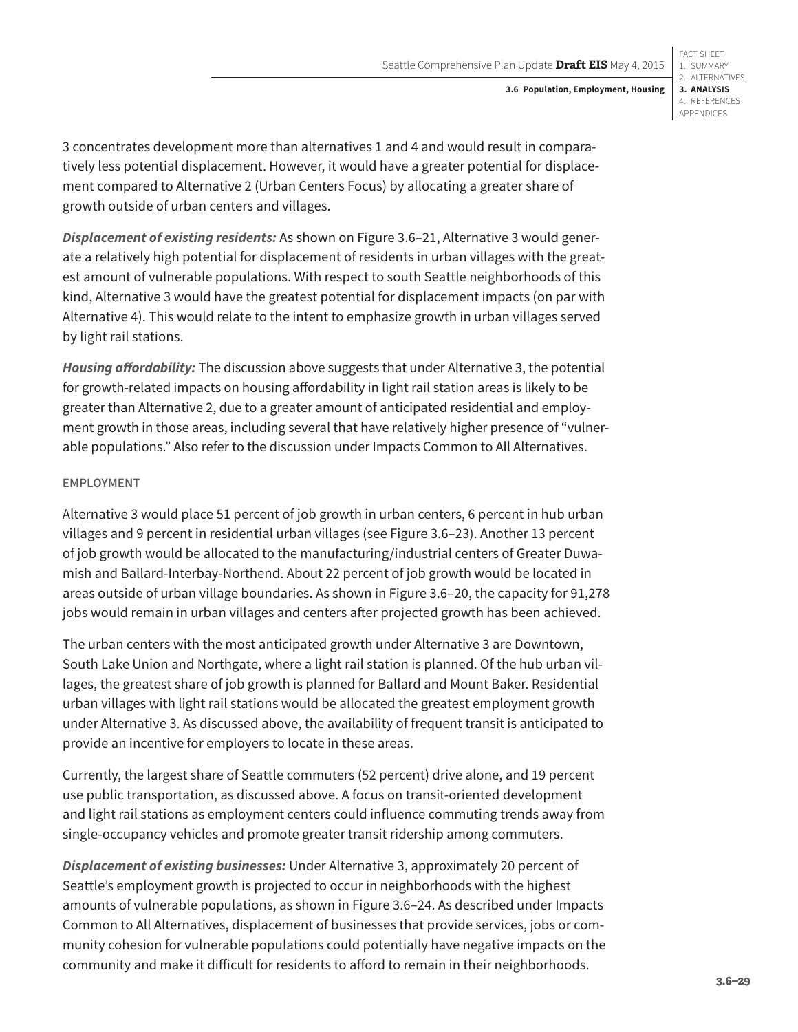3 concentrates development more than alternatives 1 and 4 and would result in comparatively less potential displacement. However, it would have a greater potential for displacement compared to Alternative 2 (Urban Centers Focus) by allocating a greater share of growth outside of urban centers and villages.

***Displacement of existing residents:*** As shown on Figure 3.6–21, Alternative 3 would generate a relatively high potential for displacement of residents in urban villages with the greatest amount of vulnerable populations. With respect to south Seattle neighborhoods of this kind, Alternative 3 would have the greatest potential for displacement impacts (on par with Alternative 4). This would relate to the intent to emphasize growth in urban villages served by light rail stations.

***Housing affordability:*** The discussion above suggests that under Alternative 3, the potential for growth-related impacts on housing affordability in light rail station areas is likely to be greater than Alternative 2, due to a greater amount of anticipated residential and employment growth in those areas, including several that have relatively higher presence of "vulnerable populations." Also refer to the discussion under Impacts Common to All Alternatives.

#### EMPLOYMENT

Alternative 3 would place 51 percent of job growth in urban centers, 6 percent in hub urban villages and 9 percent in residential urban villages (see Figure 3.6–23). Another 13 percent of job growth would be allocated to the manufacturing/industrial centers of Greater Duwamish and Ballard-Interbay-Northend. About 22 percent of job growth would be located in areas outside of urban village boundaries. As shown in Figure 3.6–20, the capacity for 91,278 jobs would remain in urban villages and centers after projected growth has been achieved.

The urban centers with the most anticipated growth under Alternative 3 are Downtown, South Lake Union and Northgate, where a light rail station is planned. Of the hub urban villages, the greatest share of job growth is planned for Ballard and Mount Baker. Residential urban villages with light rail stations would be allocated the greatest employment growth under Alternative 3. As discussed above, the availability of frequent transit is anticipated to provide an incentive for employers to locate in these areas.

Currently, the largest share of Seattle commuters (52 percent) drive alone, and 19 percent use public transportation, as discussed above. A focus on transit-oriented development and light rail stations as employment centers could influence commuting trends away from single-occupancy vehicles and promote greater transit ridership among commuters.

***Displacement of existing businesses:*** Under Alternative 3, approximately 20 percent of Seattle's employment growth is projected to occur in neighborhoods with the highest amounts of vulnerable populations, as shown in Figure 3.6–24. As described under Impacts Common to All Alternatives, displacement of businesses that provide services, jobs or community cohesion for vulnerable populations could potentially have negative impacts on the community and make it difficult for residents to afford to remain in their neighborhoods.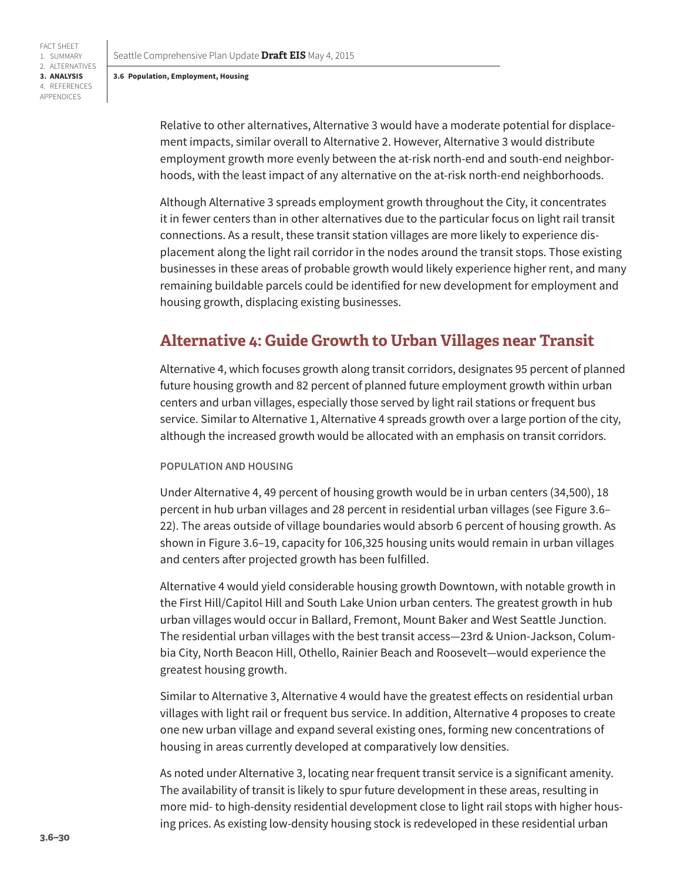Relative to other alternatives, Alternative 3 would have a moderate potential for displacement impacts, similar overall to Alternative 2. However, Alternative 3 would distribute employment growth more evenly between the at-risk north-end and south-end neighborhoods, with the least impact of any alternative on the at-risk north-end neighborhoods.

Although Alternative 3 spreads employment growth throughout the City, it concentrates it in fewer centers than in other alternatives due to the particular focus on light rail transit connections. As a result, these transit station villages are more likely to experience displacement along the light rail corridor in the nodes around the transit stops. Those existing businesses in these areas of probable growth would likely experience higher rent, and many remaining buildable parcels could be identified for new development for employment and housing growth, displacing existing businesses.

## Alternative 4: Guide Growth to Urban Villages near Transit

Alternative 4, which focuses growth along transit corridors, designates 95 percent of planned future housing growth and 82 percent of planned future employment growth within urban centers and urban villages, especially those served by light rail stations or frequent bus service. Similar to Alternative 1, Alternative 4 spreads growth over a large portion of the city, although the increased growth would be allocated with an emphasis on transit corridors.

### POPULATION AND HOUSING

Under Alternative 4, 49 percent of housing growth would be in urban centers (34,500), 18 percent in hub urban villages and 28 percent in residential urban villages (see Figure 3.6–22). The areas outside of village boundaries would absorb 6 percent of housing growth. As shown in Figure 3.6–19, capacity for 106,325 housing units would remain in urban villages and centers after projected growth has been fulfilled.

Alternative 4 would yield considerable housing growth Downtown, with notable growth in the First Hill/Capitol Hill and South Lake Union urban centers. The greatest growth in hub urban villages would occur in Ballard, Fremont, Mount Baker and West Seattle Junction. The residential urban villages with the best transit access—23rd & Union-Jackson, Columbia City, North Beacon Hill, Othello, Rainier Beach and Roosevelt—would experience the greatest housing growth.

Similar to Alternative 3, Alternative 4 would have the greatest effects on residential urban villages with light rail or frequent bus service. In addition, Alternative 4 proposes to create one new urban village and expand several existing ones, forming new concentrations of housing in areas currently developed at comparatively low densities.

As noted under Alternative 3, locating near frequent transit service is a significant amenity. The availability of transit is likely to spur future development in these areas, resulting in more mid- to high-density residential development close to light rail stops with higher housing prices. As existing low-density housing stock is redeveloped in these residential urban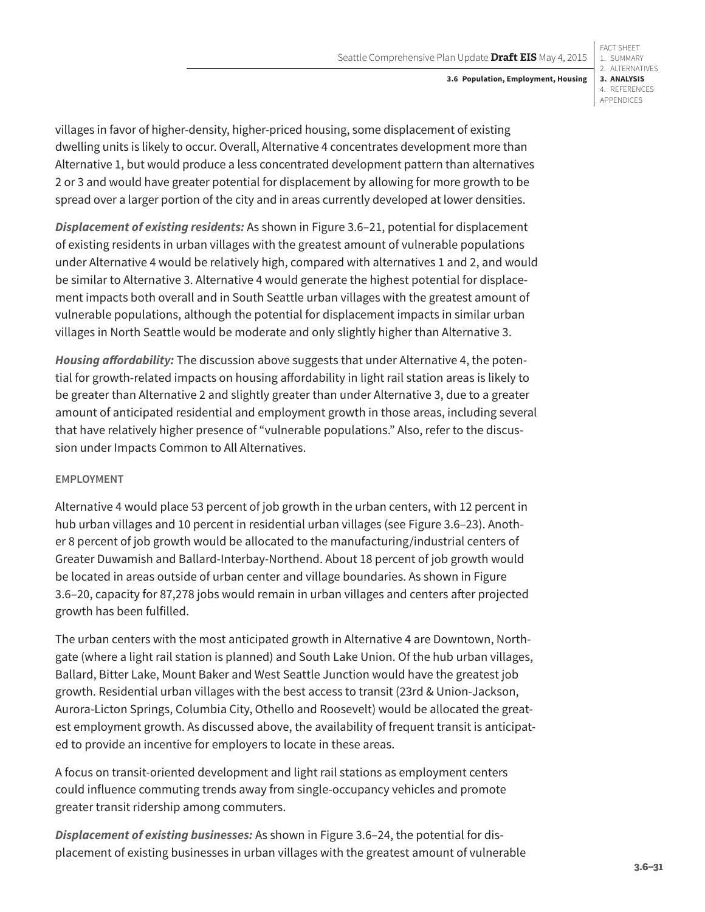villages in favor of higher-density, higher-priced housing, some displacement of existing dwelling units is likely to occur. Overall, Alternative 4 concentrates development more than Alternative 1, but would produce a less concentrated development pattern than alternatives 2 or 3 and would have greater potential for displacement by allowing for more growth to be spread over a larger portion of the city and in areas currently developed at lower densities.

***Displacement of existing residents:*** As shown in Figure 3.6–21, potential for displacement of existing residents in urban villages with the greatest amount of vulnerable populations under Alternative 4 would be relatively high, compared with alternatives 1 and 2, and would be similar to Alternative 3. Alternative 4 would generate the highest potential for displacement impacts both overall and in South Seattle urban villages with the greatest amount of vulnerable populations, although the potential for displacement impacts in similar urban villages in North Seattle would be moderate and only slightly higher than Alternative 3.

***Housing affordability:*** The discussion above suggests that under Alternative 4, the potential for growth-related impacts on housing affordability in light rail station areas is likely to be greater than Alternative 2 and slightly greater than under Alternative 3, due to a greater amount of anticipated residential and employment growth in those areas, including several that have relatively higher presence of "vulnerable populations." Also, refer to the discussion under Impacts Common to All Alternatives.

#### EMPLOYMENT

Alternative 4 would place 53 percent of job growth in the urban centers, with 12 percent in hub urban villages and 10 percent in residential urban villages (see Figure 3.6–23). Another 8 percent of job growth would be allocated to the manufacturing/industrial centers of Greater Duwamish and Ballard-Interbay-Northend. About 18 percent of job growth would be located in areas outside of urban center and village boundaries. As shown in Figure 3.6–20, capacity for 87,278 jobs would remain in urban villages and centers after projected growth has been fulfilled.

The urban centers with the most anticipated growth in Alternative 4 are Downtown, Northgate (where a light rail station is planned) and South Lake Union. Of the hub urban villages, Ballard, Bitter Lake, Mount Baker and West Seattle Junction would have the greatest job growth. Residential urban villages with the best access to transit (23rd & Union-Jackson, Aurora-Licton Springs, Columbia City, Othello and Roosevelt) would be allocated the greatest employment growth. As discussed above, the availability of frequent transit is anticipated to provide an incentive for employers to locate in these areas.

A focus on transit-oriented development and light rail stations as employment centers could influence commuting trends away from single-occupancy vehicles and promote greater transit ridership among commuters.

***Displacement of existing businesses:*** As shown in Figure 3.6–24, the potential for displacement of existing businesses in urban villages with the greatest amount of vulnerable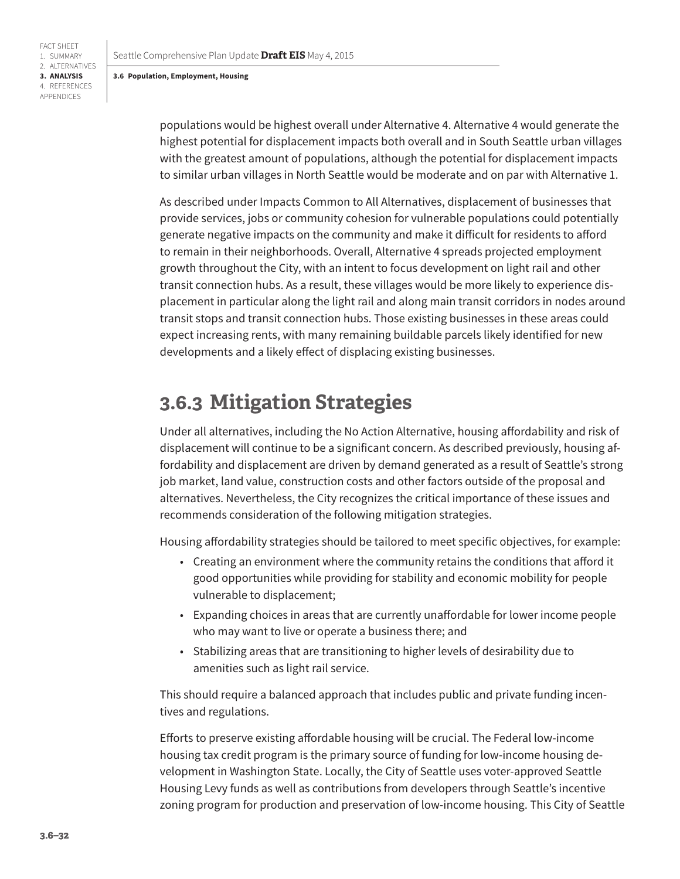populations would be highest overall under Alternative 4. Alternative 4 would generate the highest potential for displacement impacts both overall and in South Seattle urban villages with the greatest amount of populations, although the potential for displacement impacts to similar urban villages in North Seattle would be moderate and on par with Alternative 1.

As described under Impacts Common to All Alternatives, displacement of businesses that provide services, jobs or community cohesion for vulnerable populations could potentially generate negative impacts on the community and make it difficult for residents to afford to remain in their neighborhoods. Overall, Alternative 4 spreads projected employment growth throughout the City, with an intent to focus development on light rail and other transit connection hubs. As a result, these villages would be more likely to experience displacement in particular along the light rail and along main transit corridors in nodes around transit stops and transit connection hubs. Those existing businesses in these areas could expect increasing rents, with many remaining buildable parcels likely identified for new developments and a likely effect of displacing existing businesses.

## 3.6.3 Mitigation Strategies

Under all alternatives, including the No Action Alternative, housing affordability and risk of displacement will continue to be a significant concern. As described previously, housing affordability and displacement are driven by demand generated as a result of Seattle's strong job market, land value, construction costs and other factors outside of the proposal and alternatives. Nevertheless, the City recognizes the critical importance of these issues and recommends consideration of the following mitigation strategies.

Housing affordability strategies should be tailored to meet specific objectives, for example:

- Creating an environment where the community retains the conditions that afford it good opportunities while providing for stability and economic mobility for people vulnerable to displacement;
- Expanding choices in areas that are currently unaffordable for lower income people who may want to live or operate a business there; and
- Stabilizing areas that are transitioning to higher levels of desirability due to amenities such as light rail service.

This should require a balanced approach that includes public and private funding incentives and regulations.

Efforts to preserve existing affordable housing will be crucial. The Federal low-income housing tax credit program is the primary source of funding for low-income housing development in Washington State. Locally, the City of Seattle uses voter-approved Seattle Housing Levy funds as well as contributions from developers through Seattle's incentive zoning program for production and preservation of low-income housing. This City of Seattle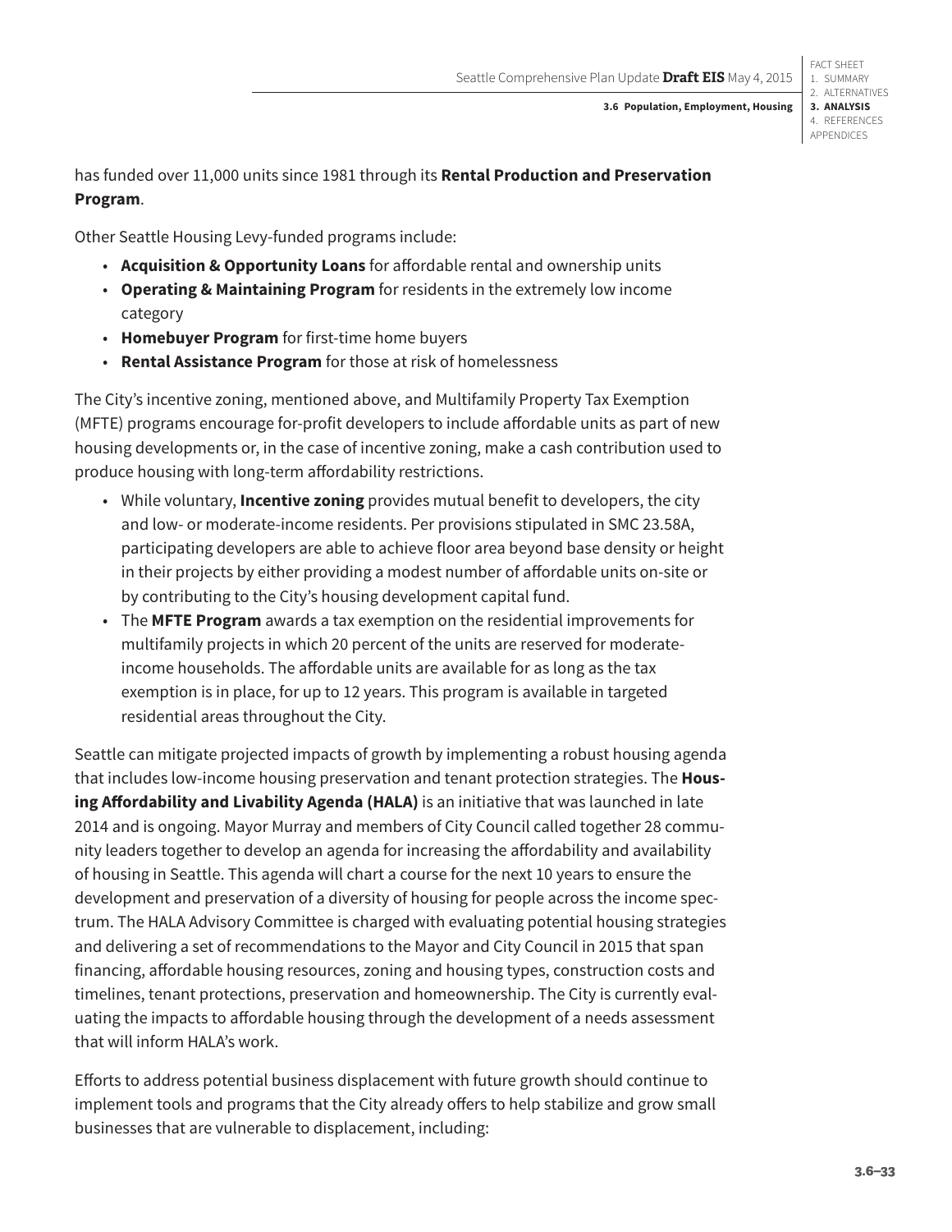has funded over 11,000 units since 1981 through its **Rental Production and Preservation Program**.

Other Seattle Housing Levy-funded programs include:

- **Acquisition & Opportunity Loans** for affordable rental and ownership units
- **Operating & Maintaining Program** for residents in the extremely low income category
- **Homebuyer Program** for first-time home buyers
- **Rental Assistance Program** for those at risk of homelessness

The City's incentive zoning, mentioned above, and Multifamily Property Tax Exemption (MFTE) programs encourage for-profit developers to include affordable units as part of new housing developments or, in the case of incentive zoning, make a cash contribution used to produce housing with long-term affordability restrictions.

- While voluntary, **Incentive zoning** provides mutual benefit to developers, the city and low- or moderate-income residents. Per provisions stipulated in SMC 23.58A, participating developers are able to achieve floor area beyond base density or height in their projects by either providing a modest number of affordable units on-site or by contributing to the City's housing development capital fund.
- The **MFTE Program** awards a tax exemption on the residential improvements for multifamily projects in which 20 percent of the units are reserved for moderate-income households. The affordable units are available for as long as the tax exemption is in place, for up to 12 years. This program is available in targeted residential areas throughout the City.

Seattle can mitigate projected impacts of growth by implementing a robust housing agenda that includes low-income housing preservation and tenant protection strategies. The **Housing Affordability and Livability Agenda (HALA)** is an initiative that was launched in late 2014 and is ongoing. Mayor Murray and members of City Council called together 28 community leaders together to develop an agenda for increasing the affordability and availability of housing in Seattle. This agenda will chart a course for the next 10 years to ensure the development and preservation of a diversity of housing for people across the income spectrum. The HALA Advisory Committee is charged with evaluating potential housing strategies and delivering a set of recommendations to the Mayor and City Council in 2015 that span financing, affordable housing resources, zoning and housing types, construction costs and timelines, tenant protections, preservation and homeownership. The City is currently evaluating the impacts to affordable housing through the development of a needs assessment that will inform HALA's work.

Efforts to address potential business displacement with future growth should continue to implement tools and programs that the City already offers to help stabilize and grow small businesses that are vulnerable to displacement, including: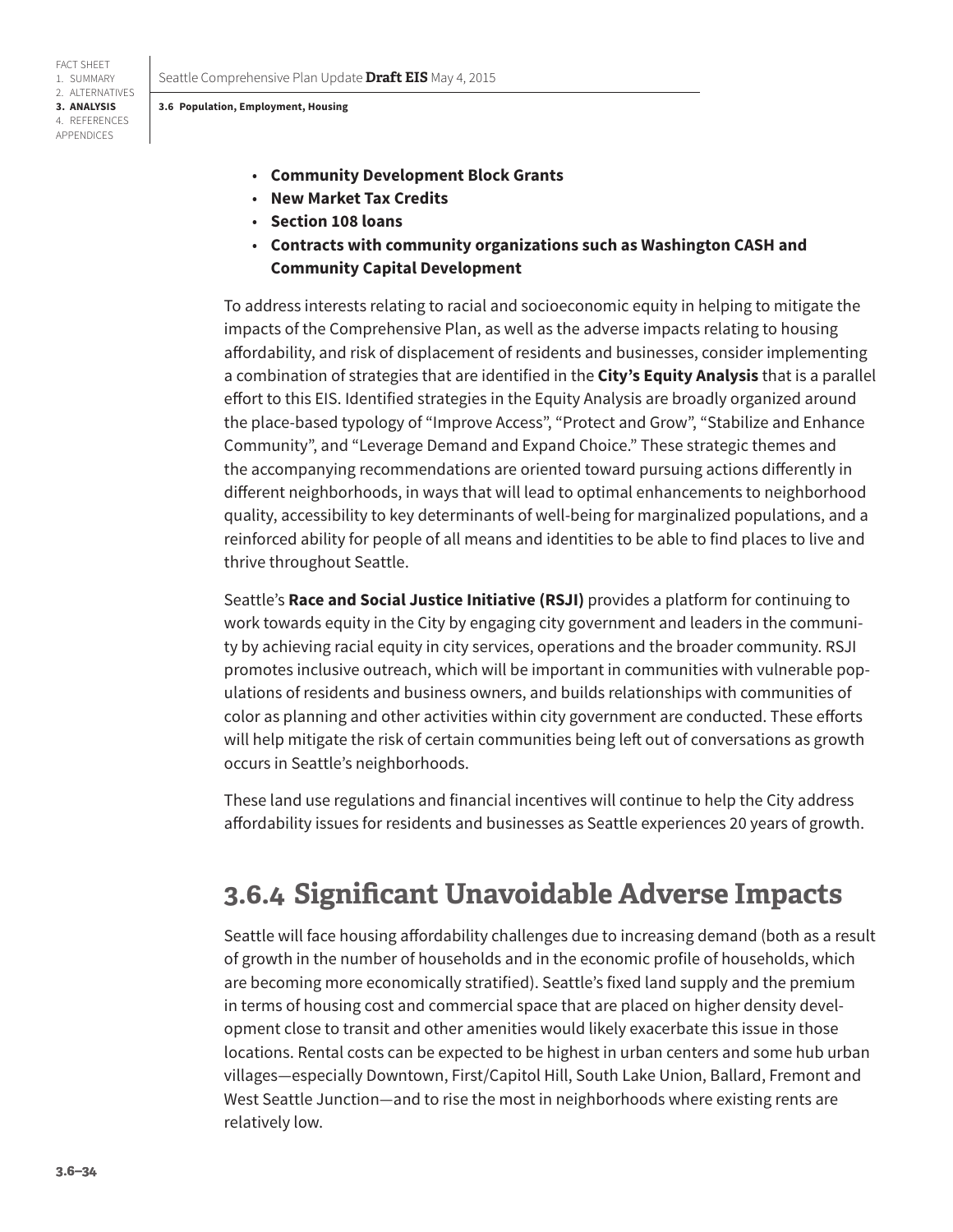- **Community Development Block Grants**
- **New Market Tax Credits**
- **Section 108 loans**
- **Contracts with community organizations such as Washington CASH and Community Capital Development**

To address interests relating to racial and socioeconomic equity in helping to mitigate the impacts of the Comprehensive Plan, as well as the adverse impacts relating to housing affordability, and risk of displacement of residents and businesses, consider implementing a combination of strategies that are identified in the **City's Equity Analysis** that is a parallel effort to this EIS. Identified strategies in the Equity Analysis are broadly organized around the place-based typology of "Improve Access", "Protect and Grow", "Stabilize and Enhance Community", and "Leverage Demand and Expand Choice." These strategic themes and the accompanying recommendations are oriented toward pursuing actions differently in different neighborhoods, in ways that will lead to optimal enhancements to neighborhood quality, accessibility to key determinants of well-being for marginalized populations, and a reinforced ability for people of all means and identities to be able to find places to live and thrive throughout Seattle.

Seattle's **Race and Social Justice Initiative (RSJI)** provides a platform for continuing to work towards equity in the City by engaging city government and leaders in the community by achieving racial equity in city services, operations and the broader community. RSJI promotes inclusive outreach, which will be important in communities with vulnerable populations of residents and business owners, and builds relationships with communities of color as planning and other activities within city government are conducted. These efforts will help mitigate the risk of certain communities being left out of conversations as growth occurs in Seattle's neighborhoods.

These land use regulations and financial incentives will continue to help the City address affordability issues for residents and businesses as Seattle experiences 20 years of growth.

## 3.6.4 Significant Unavoidable Adverse Impacts

Seattle will face housing affordability challenges due to increasing demand (both as a result of growth in the number of households and in the economic profile of households, which are becoming more economically stratified). Seattle's fixed land supply and the premium in terms of housing cost and commercial space that are placed on higher density development close to transit and other amenities would likely exacerbate this issue in those locations. Rental costs can be expected to be highest in urban centers and some hub urban villages—especially Downtown, First/Capitol Hill, South Lake Union, Ballard, Fremont and West Seattle Junction—and to rise the most in neighborhoods where existing rents are relatively low.